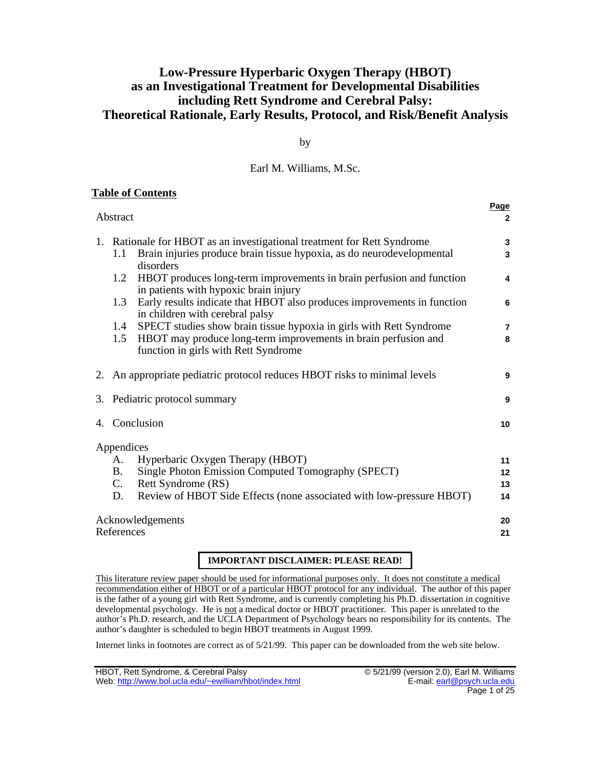# Low-Pressure Hyperbaric Oxygen Therapy (HBOT) as an Investigational Treatment for Developmental Disabilities including Rett Syndrome and Cerebral Palsy: Theoretical Rationale, Early Results, Protocol, and Risk/Benefit Analysis

by

Earl M. Williams, M.Sc.

## Table of Contents

| | Page |
|---|---|
| Abstract | 2 |
| 1. Rationale for HBOT as an investigational treatment for Rett Syndrome | 3 |
| 1.1 Brain injuries produce brain tissue hypoxia, as do neurodevelopmental disorders | 3 |
| 1.2 HBOT produces long-term improvements in brain perfusion and function in patients with hypoxic brain injury | 4 |
| 1.3 Early results indicate that HBOT also produces improvements in function in children with cerebral palsy | 6 |
| 1.4 SPECT studies show brain tissue hypoxia in girls with Rett Syndrome | 7 |
| 1.5 HBOT may produce long-term improvements in brain perfusion and function in girls with Rett Syndrome | 8 |
| 2. An appropriate pediatric protocol reduces HBOT risks to minimal levels | 9 |
| 3. Pediatric protocol summary | 9 |
| 4. Conclusion | 10 |
| Appendices | |
| A. Hyperbaric Oxygen Therapy (HBOT) | 11 |
| B. Single Photon Emission Computed Tomography (SPECT) | 12 |
| C. Rett Syndrome (RS) | 13 |
| D. Review of HBOT Side Effects (none associated with low-pressure HBOT) | 14 |
| Acknowledgements | 20 |
| References | 21 |

**IMPORTANT DISCLAIMER: PLEASE READ!**

This literature review paper should be used for informational purposes only. It does not constitute a medical recommendation either of HBOT or of a particular HBOT protocol for any individual. The author of this paper is the father of a young girl with Rett Syndrome, and is currently completing his Ph.D. dissertation in cognitive developmental psychology. He is not a medical doctor or HBOT practitioner. This paper is unrelated to the author's Ph.D. research, and the UCLA Department of Psychology bears no responsibility for its contents. The author's daughter is scheduled to begin HBOT treatments in August 1999.

Internet links in footnotes are correct as of 5/21/99. This paper can be downloaded from the web site below.

Web: http://www.bol.ucla.edu/~ewilliam/hbot/index.html

© 5/21/99 (version 2.0), Earl M. Williams
E-mail: earl@psych.ucla.edu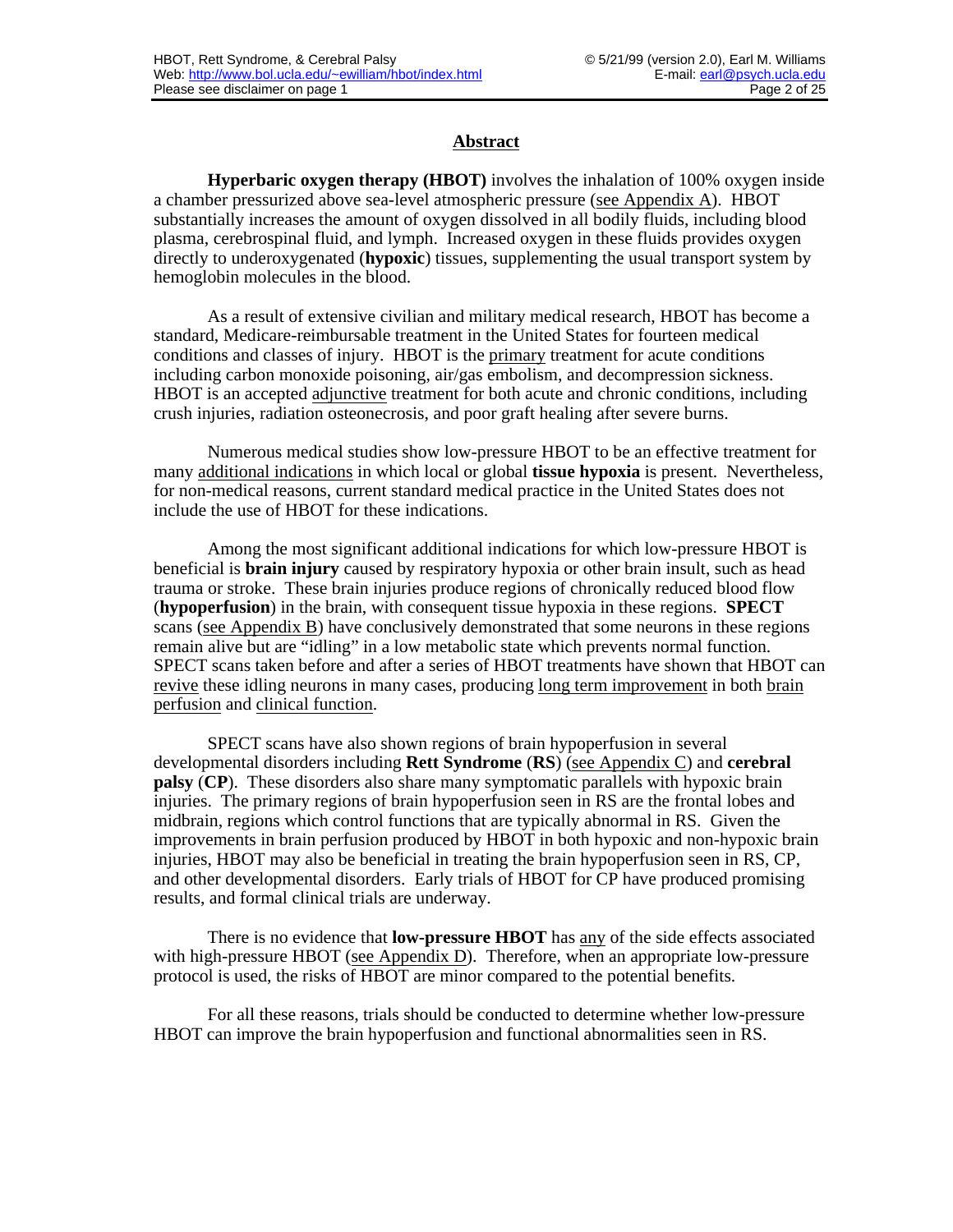## Abstract

**Hyperbaric oxygen therapy (HBOT)** involves the inhalation of 100% oxygen inside a chamber pressurized above sea-level atmospheric pressure (see Appendix A). HBOT substantially increases the amount of oxygen dissolved in all bodily fluids, including blood plasma, cerebrospinal fluid, and lymph. Increased oxygen in these fluids provides oxygen directly to underoxygenated (**hypoxic**) tissues, supplementing the usual transport system by hemoglobin molecules in the blood.

As a result of extensive civilian and military medical research, HBOT has become a standard, Medicare-reimbursable treatment in the United States for fourteen medical conditions and classes of injury. HBOT is the primary treatment for acute conditions including carbon monoxide poisoning, air/gas embolism, and decompression sickness. HBOT is an accepted adjunctive treatment for both acute and chronic conditions, including crush injuries, radiation osteonecrosis, and poor graft healing after severe burns.

Numerous medical studies show low-pressure HBOT to be an effective treatment for many additional indications in which local or global **tissue hypoxia** is present. Nevertheless, for non-medical reasons, current standard medical practice in the United States does not include the use of HBOT for these indications.

Among the most significant additional indications for which low-pressure HBOT is beneficial is **brain injury** caused by respiratory hypoxia or other brain insult, such as head trauma or stroke. These brain injuries produce regions of chronically reduced blood flow (**hypoperfusion**) in the brain, with consequent tissue hypoxia in these regions. **SPECT** scans (see Appendix B) have conclusively demonstrated that some neurons in these regions remain alive but are "idling" in a low metabolic state which prevents normal function. SPECT scans taken before and after a series of HBOT treatments have shown that HBOT can revive these idling neurons in many cases, producing long term improvement in both brain perfusion and clinical function.

SPECT scans have also shown regions of brain hypoperfusion in several developmental disorders including **Rett Syndrome** (**RS**) (see Appendix C) and **cerebral palsy** (**CP**). These disorders also share many symptomatic parallels with hypoxic brain injuries. The primary regions of brain hypoperfusion seen in RS are the frontal lobes and midbrain, regions which control functions that are typically abnormal in RS. Given the improvements in brain perfusion produced by HBOT in both hypoxic and non-hypoxic brain injuries, HBOT may also be beneficial in treating the brain hypoperfusion seen in RS, CP, and other developmental disorders. Early trials of HBOT for CP have produced promising results, and formal clinical trials are underway.

There is no evidence that **low-pressure HBOT** has any of the side effects associated with high-pressure HBOT (see Appendix D). Therefore, when an appropriate low-pressure protocol is used, the risks of HBOT are minor compared to the potential benefits.

For all these reasons, trials should be conducted to determine whether low-pressure HBOT can improve the brain hypoperfusion and functional abnormalities seen in RS.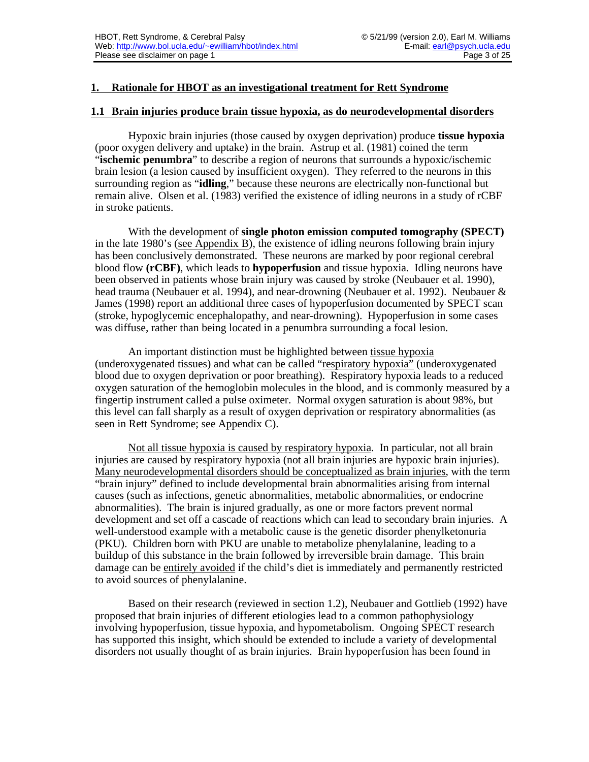## 1. Rationale for HBOT as an investigational treatment for Rett Syndrome

### 1.1 Brain injuries produce brain tissue hypoxia, as do neurodevelopmental disorders

Hypoxic brain injuries (those caused by oxygen deprivation) produce **tissue hypoxia** (poor oxygen delivery and uptake) in the brain. Astrup et al. (1981) coined the term "**ischemic penumbra**" to describe a region of neurons that surrounds a hypoxic/ischemic brain lesion (a lesion caused by insufficient oxygen). They referred to the neurons in this surrounding region as "**idling**," because these neurons are electrically non-functional but remain alive. Olsen et al. (1983) verified the existence of idling neurons in a study of rCBF in stroke patients.

With the development of **single photon emission computed tomography (SPECT)** in the late 1980's (see Appendix B), the existence of idling neurons following brain injury has been conclusively demonstrated. These neurons are marked by poor regional cerebral blood flow **(rCBF)**, which leads to **hypoperfusion** and tissue hypoxia. Idling neurons have been observed in patients whose brain injury was caused by stroke (Neubauer et al. 1990), head trauma (Neubauer et al. 1994), and near-drowning (Neubauer et al. 1992). Neubauer & James (1998) report an additional three cases of hypoperfusion documented by SPECT scan (stroke, hypoglycemic encephalopathy, and near-drowning). Hypoperfusion in some cases was diffuse, rather than being located in a penumbra surrounding a focal lesion.

An important distinction must be highlighted between tissue hypoxia (underoxygenated tissues) and what can be called "respiratory hypoxia" (underoxygenated blood due to oxygen deprivation or poor breathing). Respiratory hypoxia leads to a reduced oxygen saturation of the hemoglobin molecules in the blood, and is commonly measured by a fingertip instrument called a pulse oximeter. Normal oxygen saturation is about 98%, but this level can fall sharply as a result of oxygen deprivation or respiratory abnormalities (as seen in Rett Syndrome; see Appendix C).

Not all tissue hypoxia is caused by respiratory hypoxia. In particular, not all brain injuries are caused by respiratory hypoxia (not all brain injuries are hypoxic brain injuries). Many neurodevelopmental disorders should be conceptualized as brain injuries, with the term "brain injury" defined to include developmental brain abnormalities arising from internal causes (such as infections, genetic abnormalities, metabolic abnormalities, or endocrine abnormalities). The brain is injured gradually, as one or more factors prevent normal development and set off a cascade of reactions which can lead to secondary brain injuries. A well-understood example with a metabolic cause is the genetic disorder phenylketonuria (PKU). Children born with PKU are unable to metabolize phenylalanine, leading to a buildup of this substance in the brain followed by irreversible brain damage. This brain damage can be entirely avoided if the child's diet is immediately and permanently restricted to avoid sources of phenylalanine.

Based on their research (reviewed in section 1.2), Neubauer and Gottlieb (1992) have proposed that brain injuries of different etiologies lead to a common pathophysiology involving hypoperfusion, tissue hypoxia, and hypometabolism. Ongoing SPECT research has supported this insight, which should be extended to include a variety of developmental disorders not usually thought of as brain injuries. Brain hypoperfusion has been found in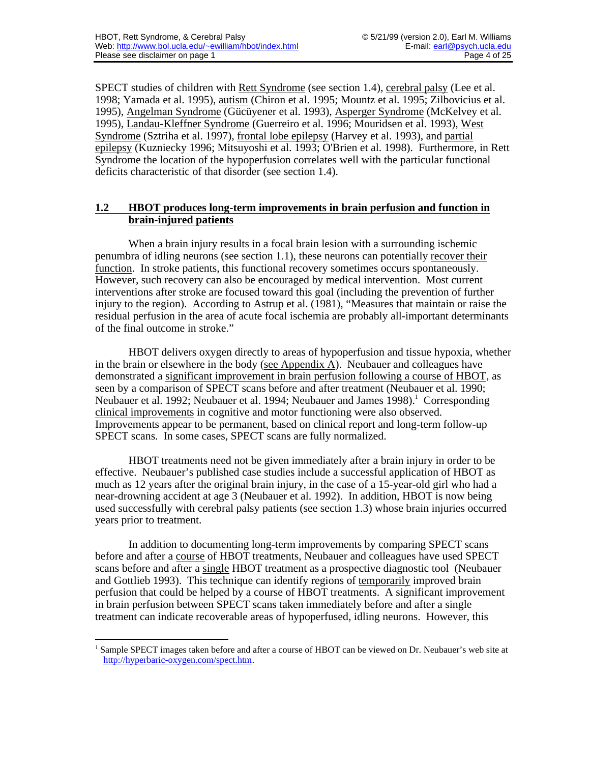SPECT studies of children with Rett Syndrome (see section 1.4), cerebral palsy (Lee et al. 1998; Yamada et al. 1995), autism (Chiron et al. 1995; Mountz et al. 1995; Zilbovicius et al. 1995), Angelman Syndrome (Gücüyener et al. 1993), Asperger Syndrome (McKelvey et al. 1995), Landau-Kleffner Syndrome (Guerreiro et al. 1996; Mouridsen et al. 1993), West Syndrome (Sztriha et al. 1997), frontal lobe epilepsy (Harvey et al. 1993), and partial epilepsy (Kuzniecky 1996; Mitsuyoshi et al. 1993; O'Brien et al. 1998). Furthermore, in Rett Syndrome the location of the hypoperfusion correlates well with the particular functional deficits characteristic of that disorder (see section 1.4).

## 1.2 HBOT produces long-term improvements in brain perfusion and function in brain-injured patients

When a brain injury results in a focal brain lesion with a surrounding ischemic penumbra of idling neurons (see section 1.1), these neurons can potentially recover their function. In stroke patients, this functional recovery sometimes occurs spontaneously. However, such recovery can also be encouraged by medical intervention. Most current interventions after stroke are focused toward this goal (including the prevention of further injury to the region). According to Astrup et al. (1981), "Measures that maintain or raise the residual perfusion in the area of acute focal ischemia are probably all-important determinants of the final outcome in stroke."

HBOT delivers oxygen directly to areas of hypoperfusion and tissue hypoxia, whether in the brain or elsewhere in the body (see Appendix A). Neubauer and colleagues have demonstrated a significant improvement in brain perfusion following a course of HBOT, as seen by a comparison of SPECT scans before and after treatment (Neubauer et al. 1990; Neubauer et al. 1992; Neubauer et al. 1994; Neubauer and James 1998).[1] Corresponding clinical improvements in cognitive and motor functioning were also observed. Improvements appear to be permanent, based on clinical report and long-term follow-up SPECT scans. In some cases, SPECT scans are fully normalized.

HBOT treatments need not be given immediately after a brain injury in order to be effective. Neubauer's published case studies include a successful application of HBOT as much as 12 years after the original brain injury, in the case of a 15-year-old girl who had a near-drowning accident at age 3 (Neubauer et al. 1992). In addition, HBOT is now being used successfully with cerebral palsy patients (see section 1.3) whose brain injuries occurred years prior to treatment.

In addition to documenting long-term improvements by comparing SPECT scans before and after a course of HBOT treatments, Neubauer and colleagues have used SPECT scans before and after a single HBOT treatment as a prospective diagnostic tool (Neubauer and Gottlieb 1993). This technique can identify regions of temporarily improved brain perfusion that could be helped by a course of HBOT treatments. A significant improvement in brain perfusion between SPECT scans taken immediately before and after a single treatment can indicate recoverable areas of hypoperfused, idling neurons. However, this

[1] Sample SPECT images taken before and after a course of HBOT can be viewed on Dr. Neubauer's web site at http://hyperbaric-oxygen.com/spect.htm.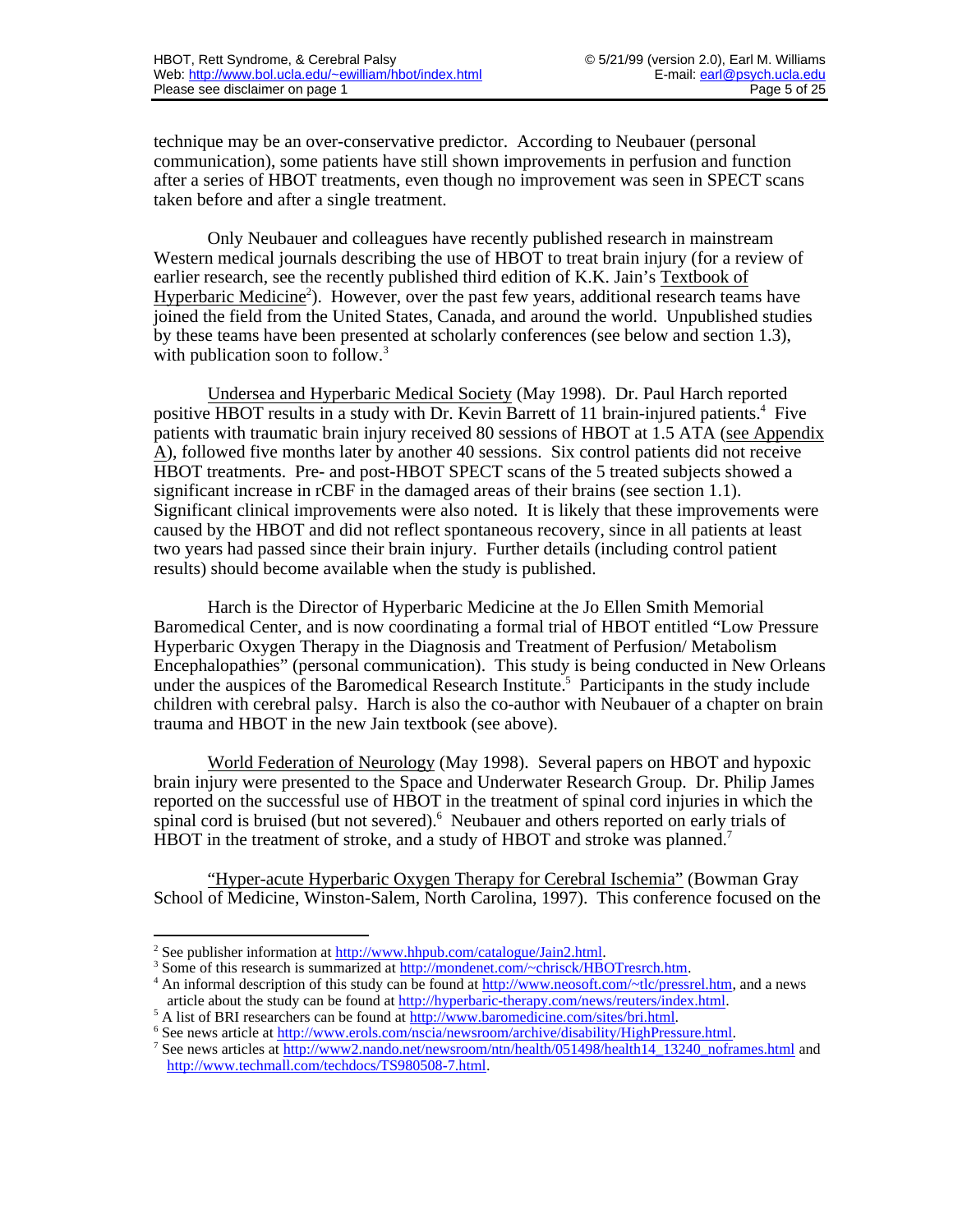technique may be an over-conservative predictor. According to Neubauer (personal communication), some patients have still shown improvements in perfusion and function after a series of HBOT treatments, even though no improvement was seen in SPECT scans taken before and after a single treatment.

Only Neubauer and colleagues have recently published research in mainstream Western medical journals describing the use of HBOT to treat brain injury (for a review of earlier research, see the recently published third edition of K.K. Jain's Textbook of Hyperbaric Medicine[2]). However, over the past few years, additional research teams have joined the field from the United States, Canada, and around the world. Unpublished studies by these teams have been presented at scholarly conferences (see below and section 1.3), with publication soon to follow.[3]

Undersea and Hyperbaric Medical Society (May 1998). Dr. Paul Harch reported positive HBOT results in a study with Dr. Kevin Barrett of 11 brain-injured patients.[4] Five patients with traumatic brain injury received 80 sessions of HBOT at 1.5 ATA (see Appendix A), followed five months later by another 40 sessions. Six control patients did not receive HBOT treatments. Pre- and post-HBOT SPECT scans of the 5 treated subjects showed a significant increase in rCBF in the damaged areas of their brains (see section 1.1). Significant clinical improvements were also noted. It is likely that these improvements were caused by the HBOT and did not reflect spontaneous recovery, since in all patients at least two years had passed since their brain injury. Further details (including control patient results) should become available when the study is published.

Harch is the Director of Hyperbaric Medicine at the Jo Ellen Smith Memorial Baromedical Center, and is now coordinating a formal trial of HBOT entitled "Low Pressure Hyperbaric Oxygen Therapy in the Diagnosis and Treatment of Perfusion/ Metabolism Encephalopathies" (personal communication). This study is being conducted in New Orleans under the auspices of the Baromedical Research Institute.[5] Participants in the study include children with cerebral palsy. Harch is also the co-author with Neubauer of a chapter on brain trauma and HBOT in the new Jain textbook (see above).

World Federation of Neurology (May 1998). Several papers on HBOT and hypoxic brain injury were presented to the Space and Underwater Research Group. Dr. Philip James reported on the successful use of HBOT in the treatment of spinal cord injuries in which the spinal cord is bruised (but not severed).[6] Neubauer and others reported on early trials of HBOT in the treatment of stroke, and a study of HBOT and stroke was planned.[7]

"Hyper-acute Hyperbaric Oxygen Therapy for Cerebral Ischemia" (Bowman Gray School of Medicine, Winston-Salem, North Carolina, 1997). This conference focused on the

---

[2] See publisher information at http://www.hhpub.com/catalogue/Jain2.html.

[3] Some of this research is summarized at http://mondenet.com/~chrisck/HBOTresrch.htm.

[4] An informal description of this study can be found at http://www.neosoft.com/~tlc/pressrel.htm, and a news article about the study can be found at http://hyperbaric-therapy.com/news/reuters/index.html.

[5] A list of BRI researchers can be found at http://www.baromedicine.com/sites/bri.html.

[6] See news article at http://www.erols.com/nscia/newsroom/archive/disability/HighPressure.html.

[7] See news articles at http://www2.nando.net/newsroom/ntn/health/051498/health14_13240_noframes.html and http://www.techmall.com/techdocs/TS980508-7.html.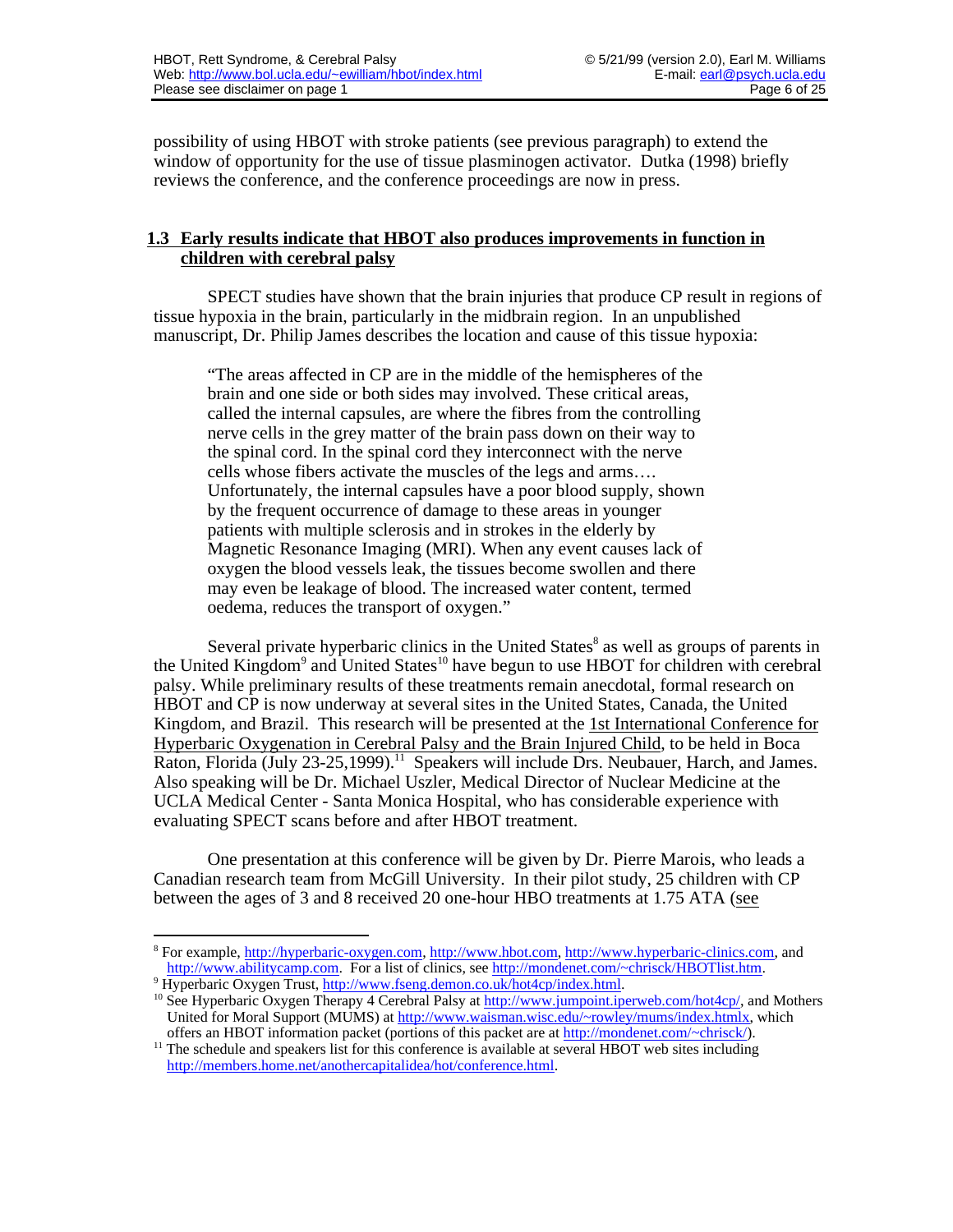possibility of using HBOT with stroke patients (see previous paragraph) to extend the window of opportunity for the use of tissue plasminogen activator. Dutka (1998) briefly reviews the conference, and the conference proceedings are now in press.

## 1.3 Early results indicate that HBOT also produces improvements in function in children with cerebral palsy

SPECT studies have shown that the brain injuries that produce CP result in regions of tissue hypoxia in the brain, particularly in the midbrain region. In an unpublished manuscript, Dr. Philip James describes the location and cause of this tissue hypoxia:

> "The areas affected in CP are in the middle of the hemispheres of the brain and one side or both sides may involved. These critical areas, called the internal capsules, are where the fibres from the controlling nerve cells in the grey matter of the brain pass down on their way to the spinal cord. In the spinal cord they interconnect with the nerve cells whose fibers activate the muscles of the legs and arms…. Unfortunately, the internal capsules have a poor blood supply, shown by the frequent occurrence of damage to these areas in younger patients with multiple sclerosis and in strokes in the elderly by Magnetic Resonance Imaging (MRI). When any event causes lack of oxygen the blood vessels leak, the tissues become swollen and there may even be leakage of blood. The increased water content, termed oedema, reduces the transport of oxygen."

Several private hyperbaric clinics in the United States[8] as well as groups of parents in the United Kingdom[9] and United States[10] have begun to use HBOT for children with cerebral palsy. While preliminary results of these treatments remain anecdotal, formal research on HBOT and CP is now underway at several sites in the United States, Canada, the United Kingdom, and Brazil. This research will be presented at the 1st International Conference for Hyperbaric Oxygenation in Cerebral Palsy and the Brain Injured Child, to be held in Boca Raton, Florida (July 23-25,1999).[11] Speakers will include Drs. Neubauer, Harch, and James. Also speaking will be Dr. Michael Uszler, Medical Director of Nuclear Medicine at the UCLA Medical Center - Santa Monica Hospital, who has considerable experience with evaluating SPECT scans before and after HBOT treatment.

One presentation at this conference will be given by Dr. Pierre Marois, who leads a Canadian research team from McGill University. In their pilot study, 25 children with CP between the ages of 3 and 8 received 20 one-hour HBO treatments at 1.75 ATA (see

---

[8] For example, http://hyperbaric-oxygen.com, http://www.hbot.com, http://www.hyperbaric-clinics.com, and http://www.abilitycamp.com. For a list of clinics, see http://mondenet.com/~chrisck/HBOTlist.htm.

[9] Hyperbaric Oxygen Trust, http://www.fseng.demon.co.uk/hot4cp/index.html.

[10] See Hyperbaric Oxygen Therapy 4 Cerebral Palsy at http://www.jumpoint.iperweb.com/hot4cp/, and Mothers United for Moral Support (MUMS) at http://www.waisman.wisc.edu/~rowley/mums/index.htmlx, which offers an HBOT information packet (portions of this packet are at http://mondenet.com/~chrisck/).

[11] The schedule and speakers list for this conference is available at several HBOT web sites including http://members.home.net/anothercapitalidea/hot/conference.html.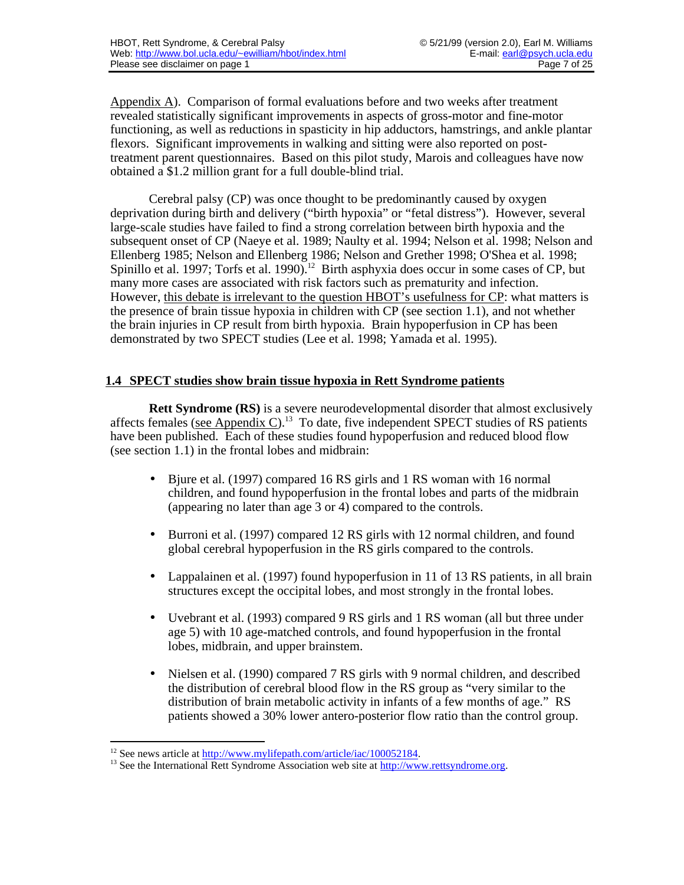Appendix A). Comparison of formal evaluations before and two weeks after treatment revealed statistically significant improvements in aspects of gross-motor and fine-motor functioning, as well as reductions in spasticity in hip adductors, hamstrings, and ankle plantar flexors. Significant improvements in walking and sitting were also reported on post-treatment parent questionnaires. Based on this pilot study, Marois and colleagues have now obtained a $1.2 million grant for a full double-blind trial.

Cerebral palsy (CP) was once thought to be predominantly caused by oxygen deprivation during birth and delivery ("birth hypoxia" or "fetal distress"). However, several large-scale studies have failed to find a strong correlation between birth hypoxia and the subsequent onset of CP (Naeye et al. 1989; Naulty et al. 1994; Nelson et al. 1998; Nelson and Ellenberg 1985; Nelson and Ellenberg 1986; Nelson and Grether 1998; O'Shea et al. 1998; Spinillo et al. 1997; Torfs et al. 1990).[12] Birth asphyxia does occur in some cases of CP, but many more cases are associated with risk factors such as prematurity and infection. However, this debate is irrelevant to the question HBOT's usefulness for CP: what matters is the presence of brain tissue hypoxia in children with CP (see section 1.1), and not whether the brain injuries in CP result from birth hypoxia. Brain hypoperfusion in CP has been demonstrated by two SPECT studies (Lee et al. 1998; Yamada et al. 1995).

### 1.4 SPECT studies show brain tissue hypoxia in Rett Syndrome patients

**Rett Syndrome (RS)** is a severe neurodevelopmental disorder that almost exclusively affects females (see Appendix C).[13] To date, five independent SPECT studies of RS patients have been published. Each of these studies found hypoperfusion and reduced blood flow (see section 1.1) in the frontal lobes and midbrain:

- Bjure et al. (1997) compared 16 RS girls and 1 RS woman with 16 normal children, and found hypoperfusion in the frontal lobes and parts of the midbrain (appearing no later than age 3 or 4) compared to the controls.
- Burroni et al. (1997) compared 12 RS girls with 12 normal children, and found global cerebral hypoperfusion in the RS girls compared to the controls.
- Lappalainen et al. (1997) found hypoperfusion in 11 of 13 RS patients, in all brain structures except the occipital lobes, and most strongly in the frontal lobes.
- Uvebrant et al. (1993) compared 9 RS girls and 1 RS woman (all but three under age 5) with 10 age-matched controls, and found hypoperfusion in the frontal lobes, midbrain, and upper brainstem.
- Nielsen et al. (1990) compared 7 RS girls with 9 normal children, and described the distribution of cerebral blood flow in the RS group as "very similar to the distribution of brain metabolic activity in infants of a few months of age." RS patients showed a 30% lower antero-posterior flow ratio than the control group.

---

[12] See news article at http://www.mylifepath.com/article/iac/100052184.

[13] See the International Rett Syndrome Association web site at http://www.rettsyndrome.org.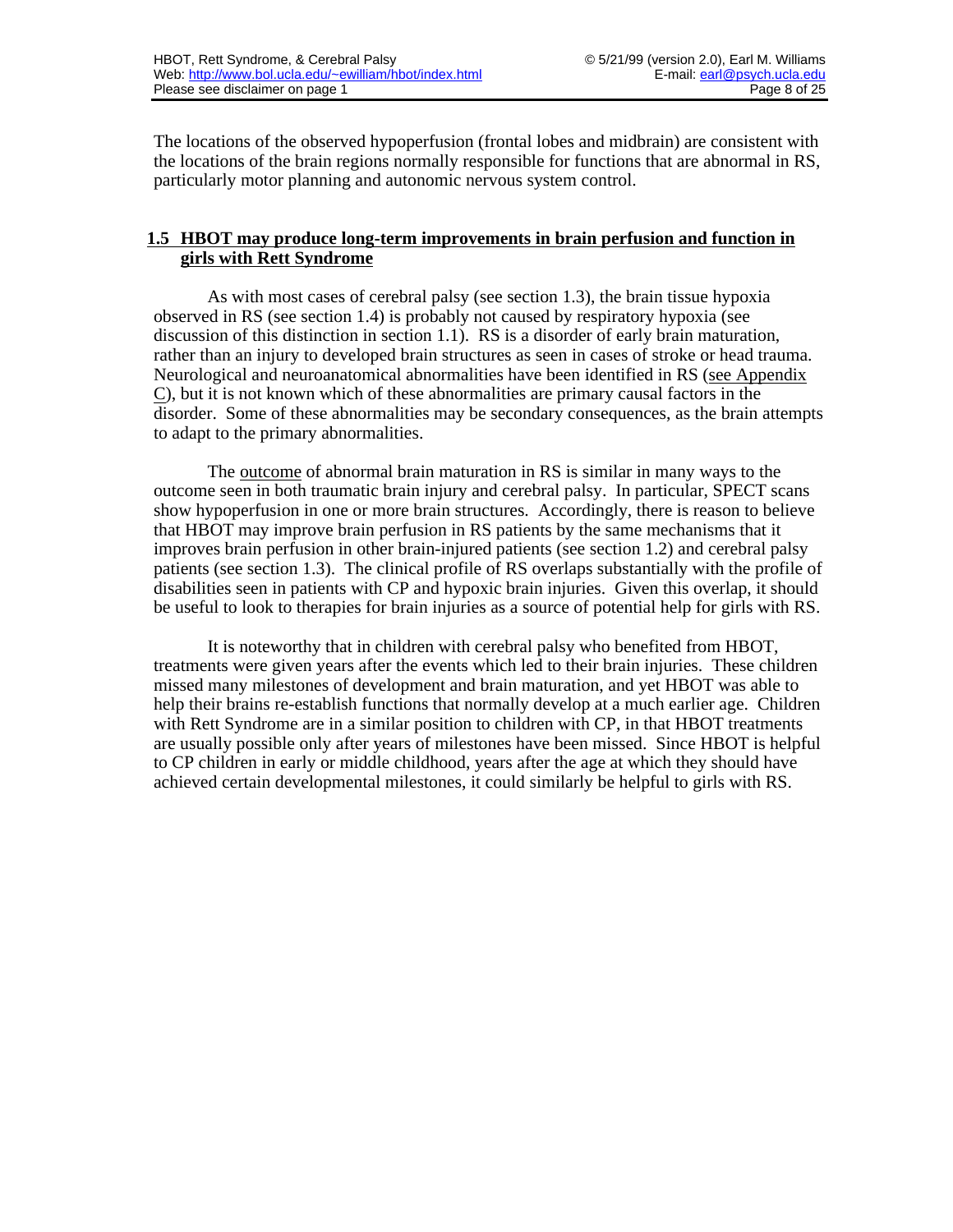The locations of the observed hypoperfusion (frontal lobes and midbrain) are consistent with the locations of the brain regions normally responsible for functions that are abnormal in RS, particularly motor planning and autonomic nervous system control.

## 1.5 HBOT may produce long-term improvements in brain perfusion and function in girls with Rett Syndrome

As with most cases of cerebral palsy (see section 1.3), the brain tissue hypoxia observed in RS (see section 1.4) is probably not caused by respiratory hypoxia (see discussion of this distinction in section 1.1). RS is a disorder of early brain maturation, rather than an injury to developed brain structures as seen in cases of stroke or head trauma. Neurological and neuroanatomical abnormalities have been identified in RS (see Appendix C), but it is not known which of these abnormalities are primary causal factors in the disorder. Some of these abnormalities may be secondary consequences, as the brain attempts to adapt to the primary abnormalities.

The outcome of abnormal brain maturation in RS is similar in many ways to the outcome seen in both traumatic brain injury and cerebral palsy. In particular, SPECT scans show hypoperfusion in one or more brain structures. Accordingly, there is reason to believe that HBOT may improve brain perfusion in RS patients by the same mechanisms that it improves brain perfusion in other brain-injured patients (see section 1.2) and cerebral palsy patients (see section 1.3). The clinical profile of RS overlaps substantially with the profile of disabilities seen in patients with CP and hypoxic brain injuries. Given this overlap, it should be useful to look to therapies for brain injuries as a source of potential help for girls with RS.

It is noteworthy that in children with cerebral palsy who benefited from HBOT, treatments were given years after the events which led to their brain injuries. These children missed many milestones of development and brain maturation, and yet HBOT was able to help their brains re-establish functions that normally develop at a much earlier age. Children with Rett Syndrome are in a similar position to children with CP, in that HBOT treatments are usually possible only after years of milestones have been missed. Since HBOT is helpful to CP children in early or middle childhood, years after the age at which they should have achieved certain developmental milestones, it could similarly be helpful to girls with RS.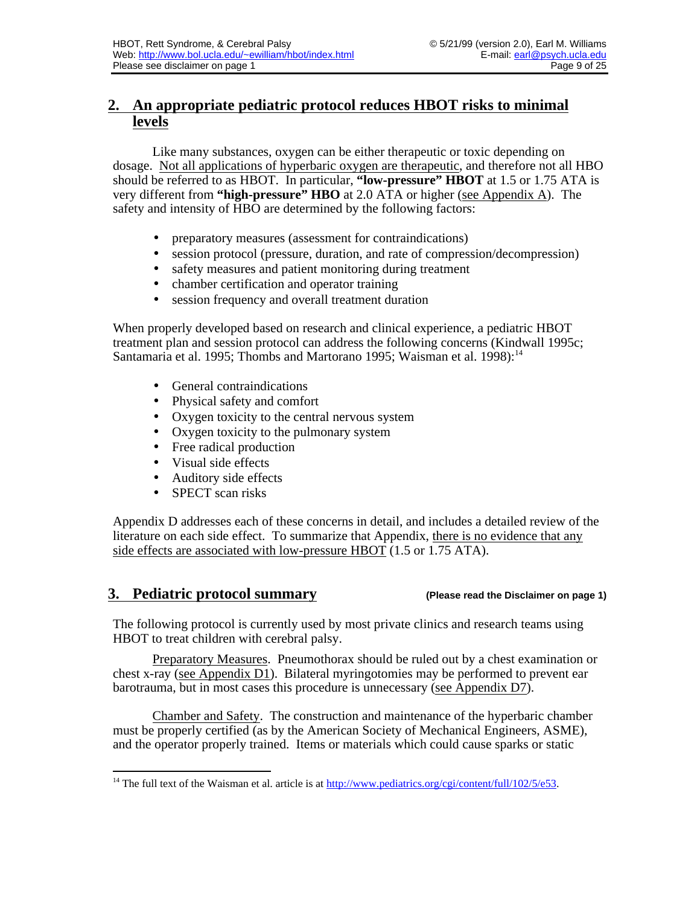## 2. An appropriate pediatric protocol reduces HBOT risks to minimal levels

Like many substances, oxygen can be either therapeutic or toxic depending on dosage. Not all applications of hyperbaric oxygen are therapeutic, and therefore not all HBO should be referred to as HBOT. In particular, **"low-pressure" HBOT** at 1.5 or 1.75 ATA is very different from **"high-pressure" HBO** at 2.0 ATA or higher (see Appendix A). The safety and intensity of HBO are determined by the following factors:

- preparatory measures (assessment for contraindications)
- session protocol (pressure, duration, and rate of compression/decompression)
- safety measures and patient monitoring during treatment
- chamber certification and operator training
- session frequency and overall treatment duration

When properly developed based on research and clinical experience, a pediatric HBOT treatment plan and session protocol can address the following concerns (Kindwall 1995c; Santamaria et al. 1995; Thombs and Martorano 1995; Waisman et al. 1998):[14]

- General contraindications
- Physical safety and comfort
- Oxygen toxicity to the central nervous system
- Oxygen toxicity to the pulmonary system
- Free radical production
- Visual side effects
- Auditory side effects
- SPECT scan risks

Appendix D addresses each of these concerns in detail, and includes a detailed review of the literature on each side effect. To summarize that Appendix, there is no evidence that any side effects are associated with low-pressure HBOT (1.5 or 1.75 ATA).

## 3. Pediatric protocol summary

**(Please read the Disclaimer on page 1)**

The following protocol is currently used by most private clinics and research teams using HBOT to treat children with cerebral palsy.

Preparatory Measures. Pneumothorax should be ruled out by a chest examination or chest x-ray (see Appendix D1). Bilateral myringotomies may be performed to prevent ear barotrauma, but in most cases this procedure is unnecessary (see Appendix D7).

Chamber and Safety. The construction and maintenance of the hyperbaric chamber must be properly certified (as by the American Society of Mechanical Engineers, ASME), and the operator properly trained. Items or materials which could cause sparks or static

---

[14] The full text of the Waisman et al. article is at http://www.pediatrics.org/cgi/content/full/102/5/e53.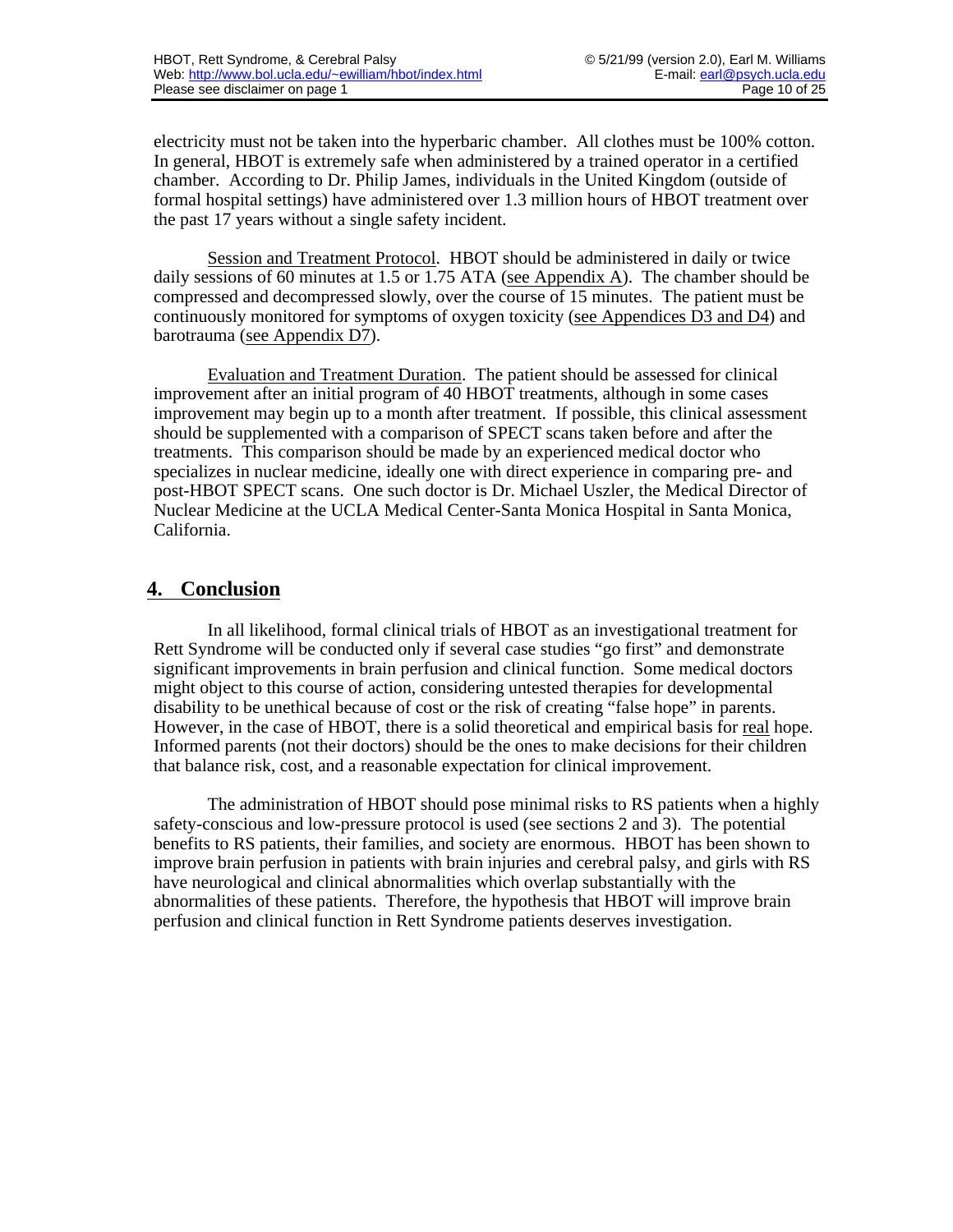electricity must not be taken into the hyperbaric chamber. All clothes must be 100% cotton. In general, HBOT is extremely safe when administered by a trained operator in a certified chamber. According to Dr. Philip James, individuals in the United Kingdom (outside of formal hospital settings) have administered over 1.3 million hours of HBOT treatment over the past 17 years without a single safety incident.

Session and Treatment Protocol. HBOT should be administered in daily or twice daily sessions of 60 minutes at 1.5 or 1.75 ATA (see Appendix A). The chamber should be compressed and decompressed slowly, over the course of 15 minutes. The patient must be continuously monitored for symptoms of oxygen toxicity (see Appendices D3 and D4) and barotrauma (see Appendix D7).

Evaluation and Treatment Duration. The patient should be assessed for clinical improvement after an initial program of 40 HBOT treatments, although in some cases improvement may begin up to a month after treatment. If possible, this clinical assessment should be supplemented with a comparison of SPECT scans taken before and after the treatments. This comparison should be made by an experienced medical doctor who specializes in nuclear medicine, ideally one with direct experience in comparing pre- and post-HBOT SPECT scans. One such doctor is Dr. Michael Uszler, the Medical Director of Nuclear Medicine at the UCLA Medical Center-Santa Monica Hospital in Santa Monica, California.

## 4. Conclusion

In all likelihood, formal clinical trials of HBOT as an investigational treatment for Rett Syndrome will be conducted only if several case studies "go first" and demonstrate significant improvements in brain perfusion and clinical function. Some medical doctors might object to this course of action, considering untested therapies for developmental disability to be unethical because of cost or the risk of creating "false hope" in parents. However, in the case of HBOT, there is a solid theoretical and empirical basis for real hope. Informed parents (not their doctors) should be the ones to make decisions for their children that balance risk, cost, and a reasonable expectation for clinical improvement.

The administration of HBOT should pose minimal risks to RS patients when a highly safety-conscious and low-pressure protocol is used (see sections 2 and 3). The potential benefits to RS patients, their families, and society are enormous. HBOT has been shown to improve brain perfusion in patients with brain injuries and cerebral palsy, and girls with RS have neurological and clinical abnormalities which overlap substantially with the abnormalities of these patients. Therefore, the hypothesis that HBOT will improve brain perfusion and clinical function in Rett Syndrome patients deserves investigation.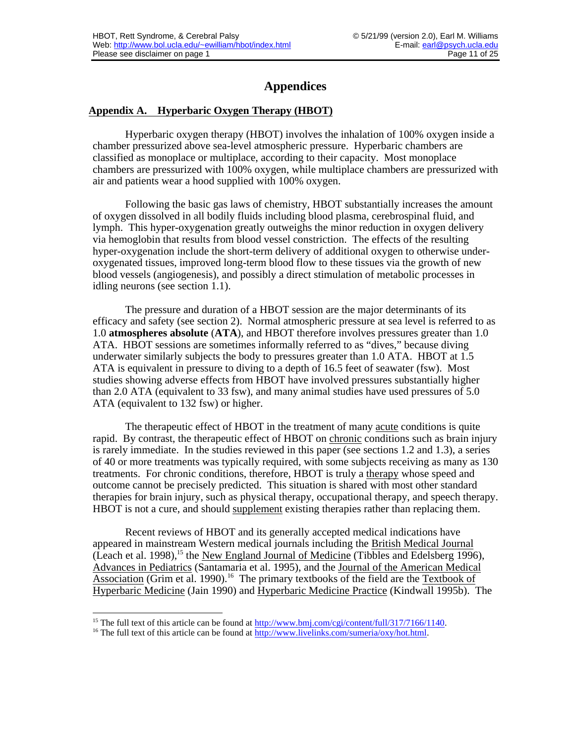# Appendices

## Appendix A. Hyperbaric Oxygen Therapy (HBOT)

Hyperbaric oxygen therapy (HBOT) involves the inhalation of 100% oxygen inside a chamber pressurized above sea-level atmospheric pressure. Hyperbaric chambers are classified as monoplace or multiplace, according to their capacity. Most monoplace chambers are pressurized with 100% oxygen, while multiplace chambers are pressurized with air and patients wear a hood supplied with 100% oxygen.

Following the basic gas laws of chemistry, HBOT substantially increases the amount of oxygen dissolved in all bodily fluids including blood plasma, cerebrospinal fluid, and lymph. This hyper-oxygenation greatly outweighs the minor reduction in oxygen delivery via hemoglobin that results from blood vessel constriction. The effects of the resulting hyper-oxygenation include the short-term delivery of additional oxygen to otherwise under-oxygenated tissues, improved long-term blood flow to these tissues via the growth of new blood vessels (angiogenesis), and possibly a direct stimulation of metabolic processes in idling neurons (see section 1.1).

The pressure and duration of a HBOT session are the major determinants of its efficacy and safety (see section 2). Normal atmospheric pressure at sea level is referred to as 1.0 **atmospheres absolute** (**ATA**), and HBOT therefore involves pressures greater than 1.0 ATA. HBOT sessions are sometimes informally referred to as "dives," because diving underwater similarly subjects the body to pressures greater than 1.0 ATA. HBOT at 1.5 ATA is equivalent in pressure to diving to a depth of 16.5 feet of seawater (fsw). Most studies showing adverse effects from HBOT have involved pressures substantially higher than 2.0 ATA (equivalent to 33 fsw), and many animal studies have used pressures of 5.0 ATA (equivalent to 132 fsw) or higher.

The therapeutic effect of HBOT in the treatment of many acute conditions is quite rapid. By contrast, the therapeutic effect of HBOT on chronic conditions such as brain injury is rarely immediate. In the studies reviewed in this paper (see sections 1.2 and 1.3), a series of 40 or more treatments was typically required, with some subjects receiving as many as 130 treatments. For chronic conditions, therefore, HBOT is truly a therapy whose speed and outcome cannot be precisely predicted. This situation is shared with most other standard therapies for brain injury, such as physical therapy, occupational therapy, and speech therapy. HBOT is not a cure, and should supplement existing therapies rather than replacing them.

Recent reviews of HBOT and its generally accepted medical indications have appeared in mainstream Western medical journals including the British Medical Journal (Leach et al. 1998),[15] the New England Journal of Medicine (Tibbles and Edelsberg 1996), Advances in Pediatrics (Santamaria et al. 1995), and the Journal of the American Medical Association (Grim et al. 1990).[16] The primary textbooks of the field are the Textbook of Hyperbaric Medicine (Jain 1990) and Hyperbaric Medicine Practice (Kindwall 1995b). The

---

[15] The full text of this article can be found at http://www.bmj.com/cgi/content/full/317/7166/1140.

[16] The full text of this article can be found at http://www.livelinks.com/sumeria/oxy/hot.html.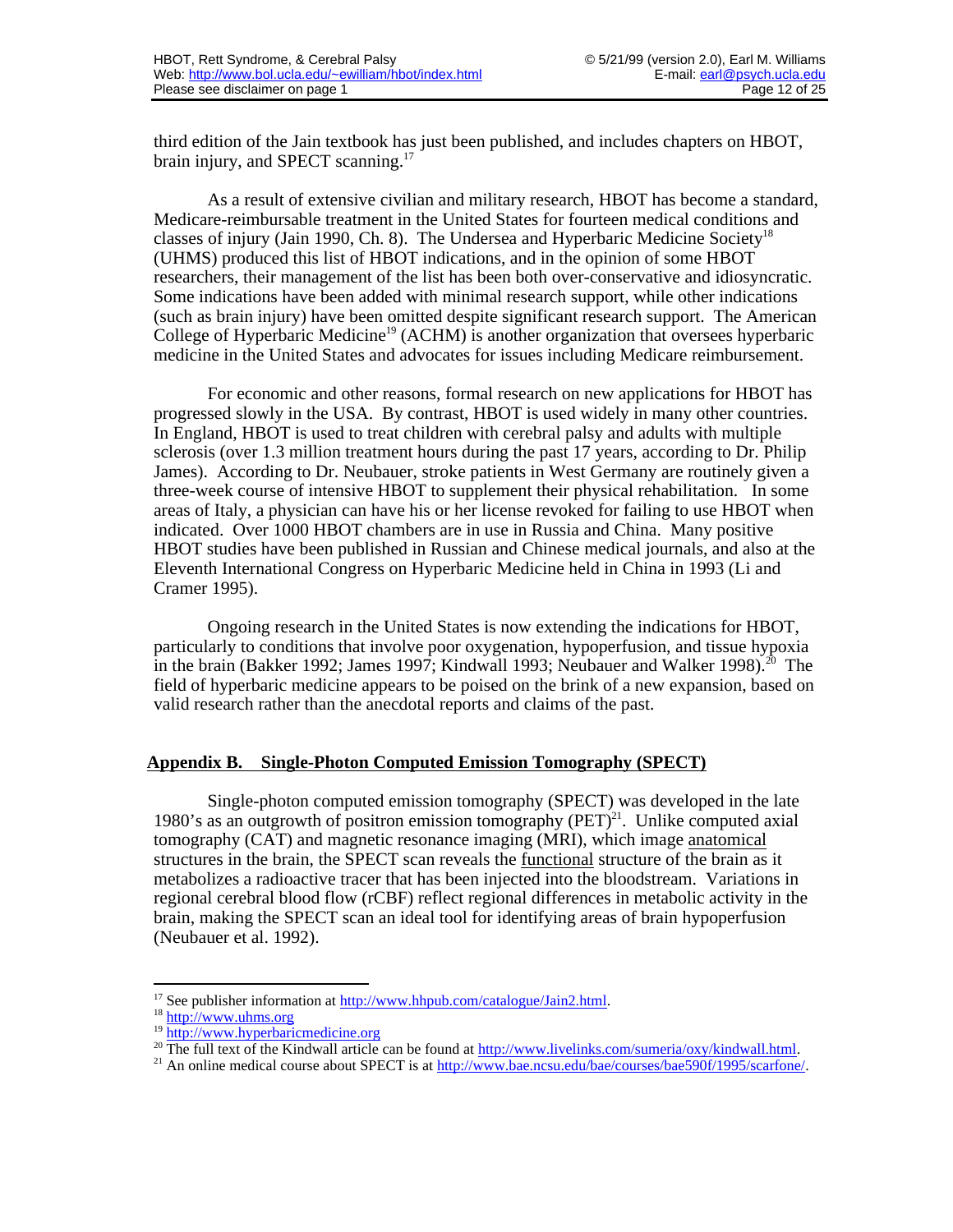third edition of the Jain textbook has just been published, and includes chapters on HBOT, brain injury, and SPECT scanning.[17]

As a result of extensive civilian and military research, HBOT has become a standard, Medicare-reimbursable treatment in the United States for fourteen medical conditions and classes of injury (Jain 1990, Ch. 8). The Undersea and Hyperbaric Medicine Society[18] (UHMS) produced this list of HBOT indications, and in the opinion of some HBOT researchers, their management of the list has been both over-conservative and idiosyncratic. Some indications have been added with minimal research support, while other indications (such as brain injury) have been omitted despite significant research support. The American College of Hyperbaric Medicine[19] (ACHM) is another organization that oversees hyperbaric medicine in the United States and advocates for issues including Medicare reimbursement.

For economic and other reasons, formal research on new applications for HBOT has progressed slowly in the USA. By contrast, HBOT is used widely in many other countries. In England, HBOT is used to treat children with cerebral palsy and adults with multiple sclerosis (over 1.3 million treatment hours during the past 17 years, according to Dr. Philip James). According to Dr. Neubauer, stroke patients in West Germany are routinely given a three-week course of intensive HBOT to supplement their physical rehabilitation. In some areas of Italy, a physician can have his or her license revoked for failing to use HBOT when indicated. Over 1000 HBOT chambers are in use in Russia and China. Many positive HBOT studies have been published in Russian and Chinese medical journals, and also at the Eleventh International Congress on Hyperbaric Medicine held in China in 1993 (Li and Cramer 1995).

Ongoing research in the United States is now extending the indications for HBOT, particularly to conditions that involve poor oxygenation, hypoperfusion, and tissue hypoxia in the brain (Bakker 1992; James 1997; Kindwall 1993; Neubauer and Walker 1998).[20] The field of hyperbaric medicine appears to be poised on the brink of a new expansion, based on valid research rather than the anecdotal reports and claims of the past.

## Appendix B. Single-Photon Computed Emission Tomography (SPECT)

Single-photon computed emission tomography (SPECT) was developed in the late 1980's as an outgrowth of positron emission tomography (PET)[21]. Unlike computed axial tomography (CAT) and magnetic resonance imaging (MRI), which image anatomical structures in the brain, the SPECT scan reveals the functional structure of the brain as it metabolizes a radioactive tracer that has been injected into the bloodstream. Variations in regional cerebral blood flow (rCBF) reflect regional differences in metabolic activity in the brain, making the SPECT scan an ideal tool for identifying areas of brain hypoperfusion (Neubauer et al. 1992).

---

[17] See publisher information at http://www.hhpub.com/catalogue/Jain2.html.

[18] http://www.uhms.org

[19] http://www.hyperbaricmedicine.org

[20] The full text of the Kindwall article can be found at http://www.livelinks.com/sumeria/oxy/kindwall.html.

[21] An online medical course about SPECT is at http://www.bae.ncsu.edu/bae/courses/bae590f/1995/scarfone/.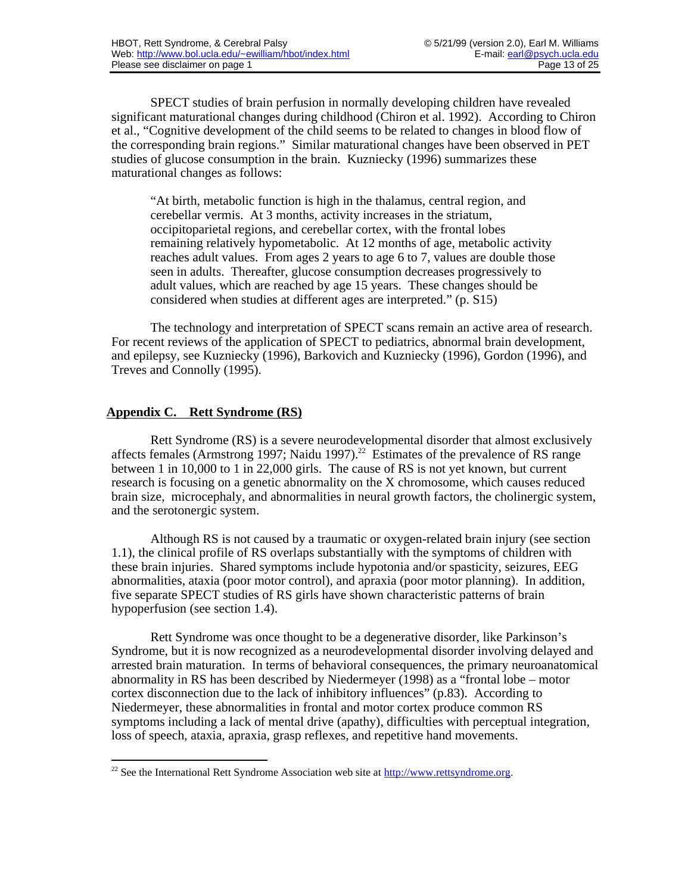SPECT studies of brain perfusion in normally developing children have revealed significant maturational changes during childhood (Chiron et al. 1992). According to Chiron et al., "Cognitive development of the child seems to be related to changes in blood flow of the corresponding brain regions." Similar maturational changes have been observed in PET studies of glucose consumption in the brain. Kuzniecky (1996) summarizes these maturational changes as follows:

> "At birth, metabolic function is high in the thalamus, central region, and cerebellar vermis. At 3 months, activity increases in the striatum, occipitoparietal regions, and cerebellar cortex, with the frontal lobes remaining relatively hypometabolic. At 12 months of age, metabolic activity reaches adult values. From ages 2 years to age 6 to 7, values are double those seen in adults. Thereafter, glucose consumption decreases progressively to adult values, which are reached by age 15 years. These changes should be considered when studies at different ages are interpreted." (p. S15)

The technology and interpretation of SPECT scans remain an active area of research. For recent reviews of the application of SPECT to pediatrics, abnormal brain development, and epilepsy, see Kuzniecky (1996), Barkovich and Kuzniecky (1996), Gordon (1996), and Treves and Connolly (1995).

## Appendix C. Rett Syndrome (RS)

Rett Syndrome (RS) is a severe neurodevelopmental disorder that almost exclusively affects females (Armstrong 1997; Naidu 1997).[22] Estimates of the prevalence of RS range between 1 in 10,000 to 1 in 22,000 girls. The cause of RS is not yet known, but current research is focusing on a genetic abnormality on the X chromosome, which causes reduced brain size, microcephaly, and abnormalities in neural growth factors, the cholinergic system, and the serotonergic system.

Although RS is not caused by a traumatic or oxygen-related brain injury (see section 1.1), the clinical profile of RS overlaps substantially with the symptoms of children with these brain injuries. Shared symptoms include hypotonia and/or spasticity, seizures, EEG abnormalities, ataxia (poor motor control), and apraxia (poor motor planning). In addition, five separate SPECT studies of RS girls have shown characteristic patterns of brain hypoperfusion (see section 1.4).

Rett Syndrome was once thought to be a degenerative disorder, like Parkinson's Syndrome, but it is now recognized as a neurodevelopmental disorder involving delayed and arrested brain maturation. In terms of behavioral consequences, the primary neuroanatomical abnormality in RS has been described by Niedermeyer (1998) as a "frontal lobe – motor cortex disconnection due to the lack of inhibitory influences" (p.83). According to Niedermeyer, these abnormalities in frontal and motor cortex produce common RS symptoms including a lack of mental drive (apathy), difficulties with perceptual integration, loss of speech, ataxia, apraxia, grasp reflexes, and repetitive hand movements.

---

[22] See the International Rett Syndrome Association web site at http://www.rettsyndrome.org.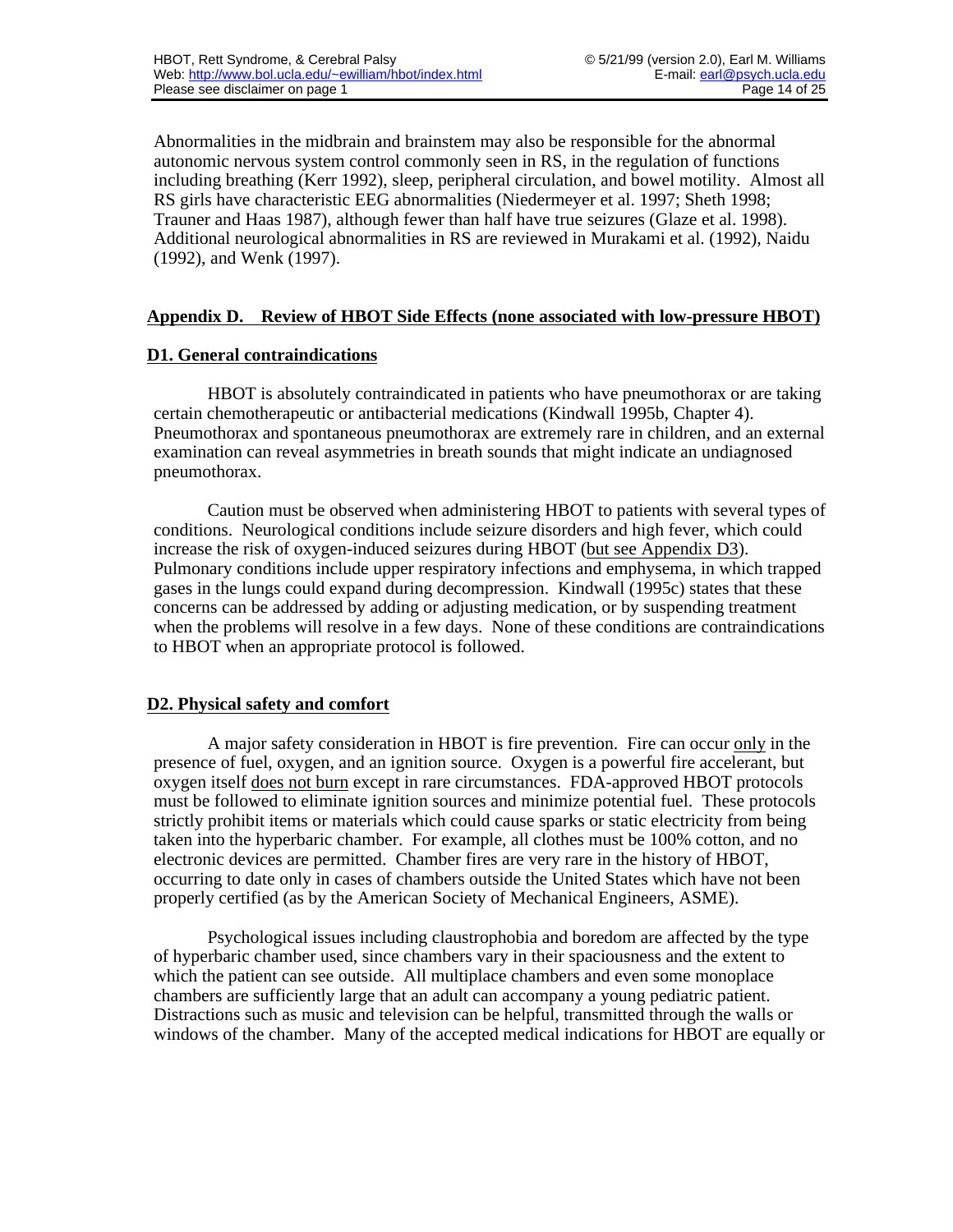Abnormalities in the midbrain and brainstem may also be responsible for the abnormal autonomic nervous system control commonly seen in RS, in the regulation of functions including breathing (Kerr 1992), sleep, peripheral circulation, and bowel motility. Almost all RS girls have characteristic EEG abnormalities (Niedermeyer et al. 1997; Sheth 1998; Trauner and Haas 1987), although fewer than half have true seizures (Glaze et al. 1998). Additional neurological abnormalities in RS are reviewed in Murakami et al. (1992), Naidu (1992), and Wenk (1997).

## Appendix D. Review of HBOT Side Effects (none associated with low-pressure HBOT)

### D1. General contraindications

HBOT is absolutely contraindicated in patients who have pneumothorax or are taking certain chemotherapeutic or antibacterial medications (Kindwall 1995b, Chapter 4). Pneumothorax and spontaneous pneumothorax are extremely rare in children, and an external examination can reveal asymmetries in breath sounds that might indicate an undiagnosed pneumothorax.

Caution must be observed when administering HBOT to patients with several types of conditions. Neurological conditions include seizure disorders and high fever, which could increase the risk of oxygen-induced seizures during HBOT (but see Appendix D3). Pulmonary conditions include upper respiratory infections and emphysema, in which trapped gases in the lungs could expand during decompression. Kindwall (1995c) states that these concerns can be addressed by adding or adjusting medication, or by suspending treatment when the problems will resolve in a few days. None of these conditions are contraindications to HBOT when an appropriate protocol is followed.

### D2. Physical safety and comfort

A major safety consideration in HBOT is fire prevention. Fire can occur only in the presence of fuel, oxygen, and an ignition source. Oxygen is a powerful fire accelerant, but oxygen itself does not burn except in rare circumstances. FDA-approved HBOT protocols must be followed to eliminate ignition sources and minimize potential fuel. These protocols strictly prohibit items or materials which could cause sparks or static electricity from being taken into the hyperbaric chamber. For example, all clothes must be 100% cotton, and no electronic devices are permitted. Chamber fires are very rare in the history of HBOT, occurring to date only in cases of chambers outside the United States which have not been properly certified (as by the American Society of Mechanical Engineers, ASME).

Psychological issues including claustrophobia and boredom are affected by the type of hyperbaric chamber used, since chambers vary in their spaciousness and the extent to which the patient can see outside. All multiplace chambers and even some monoplace chambers are sufficiently large that an adult can accompany a young pediatric patient. Distractions such as music and television can be helpful, transmitted through the walls or windows of the chamber. Many of the accepted medical indications for HBOT are equally or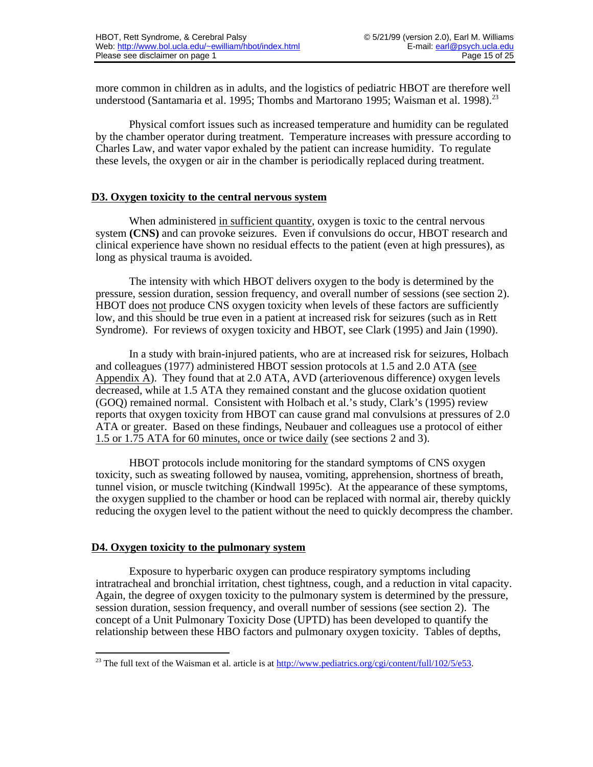more common in children as in adults, and the logistics of pediatric HBOT are therefore well understood (Santamaria et al. 1995; Thombs and Martorano 1995; Waisman et al. 1998).[23]

Physical comfort issues such as increased temperature and humidity can be regulated by the chamber operator during treatment. Temperature increases with pressure according to Charles Law, and water vapor exhaled by the patient can increase humidity. To regulate these levels, the oxygen or air in the chamber is periodically replaced during treatment.

## D3. Oxygen toxicity to the central nervous system

When administered in sufficient quantity, oxygen is toxic to the central nervous system **(CNS)** and can provoke seizures. Even if convulsions do occur, HBOT research and clinical experience have shown no residual effects to the patient (even at high pressures), as long as physical trauma is avoided.

The intensity with which HBOT delivers oxygen to the body is determined by the pressure, session duration, session frequency, and overall number of sessions (see section 2). HBOT does not produce CNS oxygen toxicity when levels of these factors are sufficiently low, and this should be true even in a patient at increased risk for seizures (such as in Rett Syndrome). For reviews of oxygen toxicity and HBOT, see Clark (1995) and Jain (1990).

In a study with brain-injured patients, who are at increased risk for seizures, Holbach and colleagues (1977) administered HBOT session protocols at 1.5 and 2.0 ATA (see Appendix A). They found that at 2.0 ATA, AVD (arteriovenous difference) oxygen levels decreased, while at 1.5 ATA they remained constant and the glucose oxidation quotient (GOQ) remained normal. Consistent with Holbach et al.'s study, Clark's (1995) review reports that oxygen toxicity from HBOT can cause grand mal convulsions at pressures of 2.0 ATA or greater. Based on these findings, Neubauer and colleagues use a protocol of either 1.5 or 1.75 ATA for 60 minutes, once or twice daily (see sections 2 and 3).

HBOT protocols include monitoring for the standard symptoms of CNS oxygen toxicity, such as sweating followed by nausea, vomiting, apprehension, shortness of breath, tunnel vision, or muscle twitching (Kindwall 1995c). At the appearance of these symptoms, the oxygen supplied to the chamber or hood can be replaced with normal air, thereby quickly reducing the oxygen level to the patient without the need to quickly decompress the chamber.

## D4. Oxygen toxicity to the pulmonary system

Exposure to hyperbaric oxygen can produce respiratory symptoms including intratracheal and bronchial irritation, chest tightness, cough, and a reduction in vital capacity. Again, the degree of oxygen toxicity to the pulmonary system is determined by the pressure, session duration, session frequency, and overall number of sessions (see section 2). The concept of a Unit Pulmonary Toxicity Dose (UPTD) has been developed to quantify the relationship between these HBO factors and pulmonary oxygen toxicity. Tables of depths,

---

[23] The full text of the Waisman et al. article is at http://www.pediatrics.org/cgi/content/full/102/5/e53.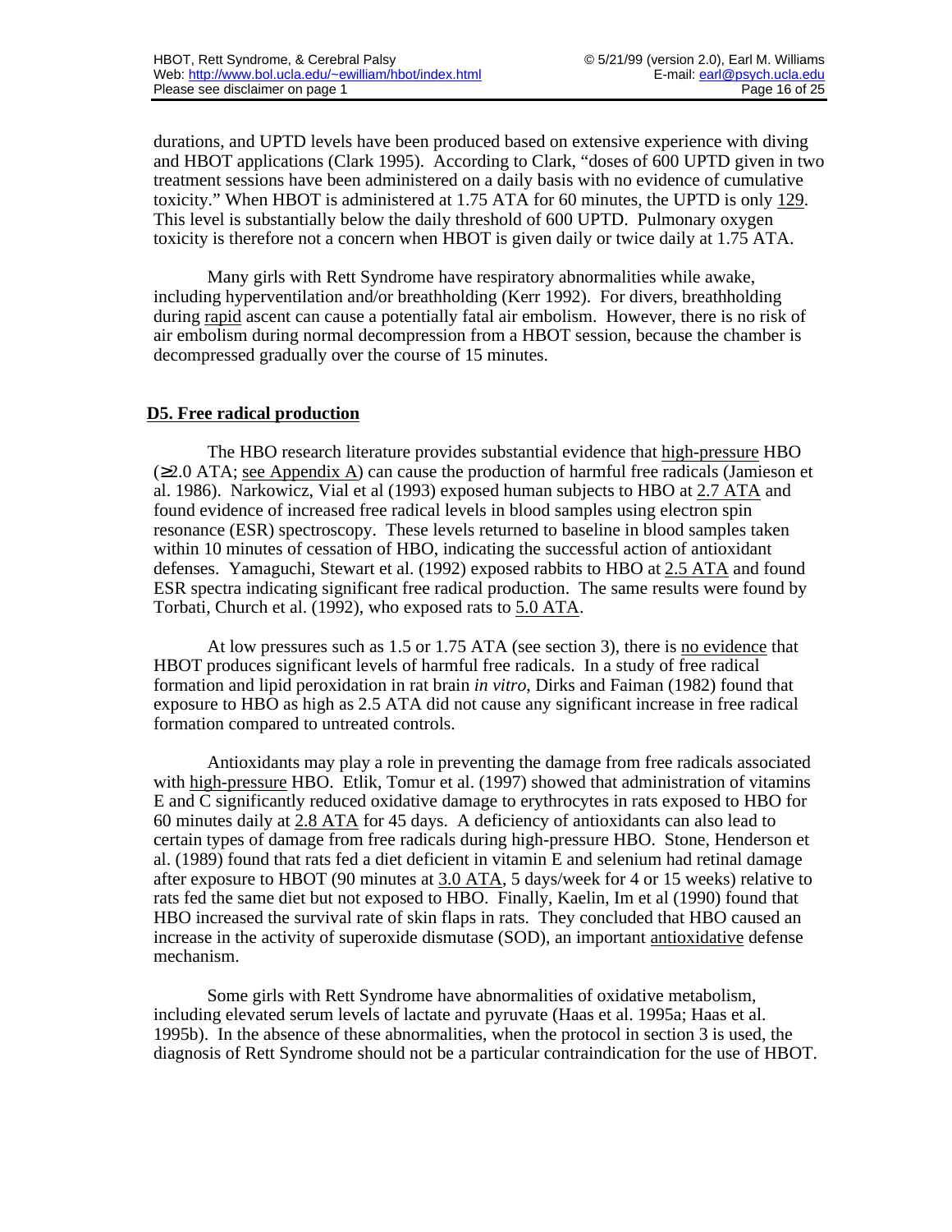durations, and UPTD levels have been produced based on extensive experience with diving and HBOT applications (Clark 1995). According to Clark, "doses of 600 UPTD given in two treatment sessions have been administered on a daily basis with no evidence of cumulative toxicity." When HBOT is administered at 1.75 ATA for 60 minutes, the UPTD is only 129. This level is substantially below the daily threshold of 600 UPTD. Pulmonary oxygen toxicity is therefore not a concern when HBOT is given daily or twice daily at 1.75 ATA.

Many girls with Rett Syndrome have respiratory abnormalities while awake, including hyperventilation and/or breathholding (Kerr 1992). For divers, breathholding during rapid ascent can cause a potentially fatal air embolism. However, there is no risk of air embolism during normal decompression from a HBOT session, because the chamber is decompressed gradually over the course of 15 minutes.

## D5. Free radical production

The HBO research literature provides substantial evidence that high-pressure HBO (≥2.0 ATA; see Appendix A) can cause the production of harmful free radicals (Jamieson et al. 1986). Narkowicz, Vial et al (1993) exposed human subjects to HBO at 2.7 ATA and found evidence of increased free radical levels in blood samples using electron spin resonance (ESR) spectroscopy. These levels returned to baseline in blood samples taken within 10 minutes of cessation of HBO, indicating the successful action of antioxidant defenses. Yamaguchi, Stewart et al. (1992) exposed rabbits to HBO at 2.5 ATA and found ESR spectra indicating significant free radical production. The same results were found by Torbati, Church et al. (1992), who exposed rats to 5.0 ATA.

At low pressures such as 1.5 or 1.75 ATA (see section 3), there is no evidence that HBOT produces significant levels of harmful free radicals. In a study of free radical formation and lipid peroxidation in rat brain *in vitro*, Dirks and Faiman (1982) found that exposure to HBO as high as 2.5 ATA did not cause any significant increase in free radical formation compared to untreated controls.

Antioxidants may play a role in preventing the damage from free radicals associated with high-pressure HBO. Etlik, Tomur et al. (1997) showed that administration of vitamins E and C significantly reduced oxidative damage to erythrocytes in rats exposed to HBO for 60 minutes daily at 2.8 ATA for 45 days. A deficiency of antioxidants can also lead to certain types of damage from free radicals during high-pressure HBO. Stone, Henderson et al. (1989) found that rats fed a diet deficient in vitamin E and selenium had retinal damage after exposure to HBOT (90 minutes at 3.0 ATA, 5 days/week for 4 or 15 weeks) relative to rats fed the same diet but not exposed to HBO. Finally, Kaelin, Im et al (1990) found that HBO increased the survival rate of skin flaps in rats. They concluded that HBO caused an increase in the activity of superoxide dismutase (SOD), an important antioxidative defense mechanism.

Some girls with Rett Syndrome have abnormalities of oxidative metabolism, including elevated serum levels of lactate and pyruvate (Haas et al. 1995a; Haas et al. 1995b). In the absence of these abnormalities, when the protocol in section 3 is used, the diagnosis of Rett Syndrome should not be a particular contraindication for the use of HBOT.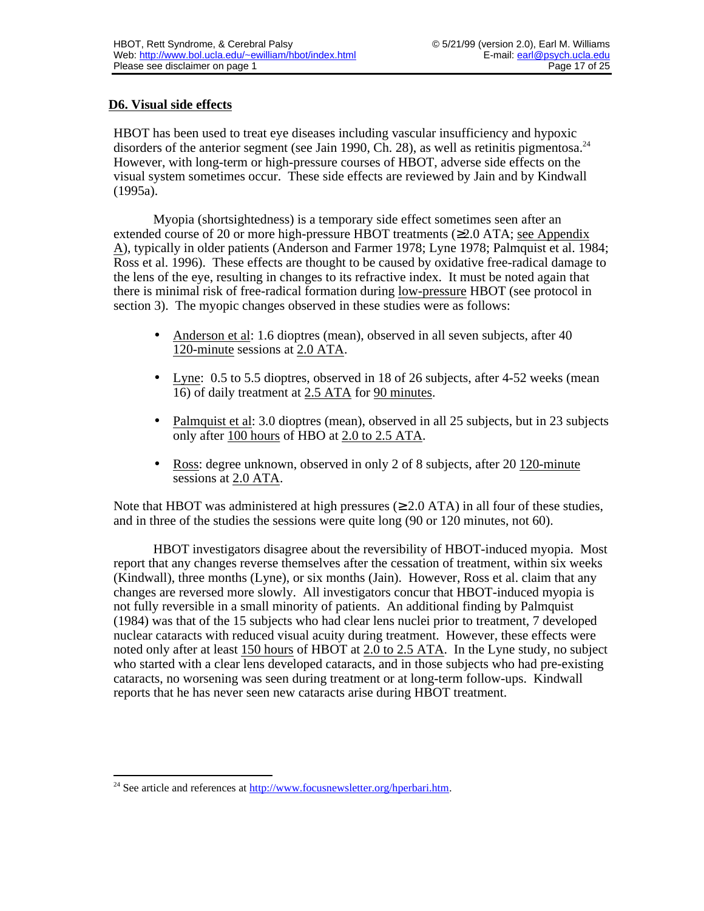## D6. Visual side effects

HBOT has been used to treat eye diseases including vascular insufficiency and hypoxic disorders of the anterior segment (see Jain 1990, Ch. 28), as well as retinitis pigmentosa.[24] However, with long-term or high-pressure courses of HBOT, adverse side effects on the visual system sometimes occur. These side effects are reviewed by Jain and by Kindwall (1995a).

Myopia (shortsightedness) is a temporary side effect sometimes seen after an extended course of 20 or more high-pressure HBOT treatments (≥2.0 ATA; see Appendix A), typically in older patients (Anderson and Farmer 1978; Lyne 1978; Palmquist et al. 1984; Ross et al. 1996). These effects are thought to be caused by oxidative free-radical damage to the lens of the eye, resulting in changes to its refractive index. It must be noted again that there is minimal risk of free-radical formation during low-pressure HBOT (see protocol in section 3). The myopic changes observed in these studies were as follows:

- Anderson et al: 1.6 dioptres (mean), observed in all seven subjects, after 40 120-minute sessions at 2.0 ATA.
- Lyne: 0.5 to 5.5 dioptres, observed in 18 of 26 subjects, after 4-52 weeks (mean 16) of daily treatment at 2.5 ATA for 90 minutes.
- Palmquist et al: 3.0 dioptres (mean), observed in all 25 subjects, but in 23 subjects only after 100 hours of HBO at 2.0 to 2.5 ATA.
- Ross: degree unknown, observed in only 2 of 8 subjects, after 20 120-minute sessions at 2.0 ATA.

Note that HBOT was administered at high pressures (≥ 2.0 ATA) in all four of these studies, and in three of the studies the sessions were quite long (90 or 120 minutes, not 60).

HBOT investigators disagree about the reversibility of HBOT-induced myopia. Most report that any changes reverse themselves after the cessation of treatment, within six weeks (Kindwall), three months (Lyne), or six months (Jain). However, Ross et al. claim that any changes are reversed more slowly. All investigators concur that HBOT-induced myopia is not fully reversible in a small minority of patients. An additional finding by Palmquist (1984) was that of the 15 subjects who had clear lens nuclei prior to treatment, 7 developed nuclear cataracts with reduced visual acuity during treatment. However, these effects were noted only after at least 150 hours of HBOT at 2.0 to 2.5 ATA. In the Lyne study, no subject who started with a clear lens developed cataracts, and in those subjects who had pre-existing cataracts, no worsening was seen during treatment or at long-term follow-ups. Kindwall reports that he has never seen new cataracts arise during HBOT treatment.

---

[24] See article and references at http://www.focusnewsletter.org/hperbari.htm.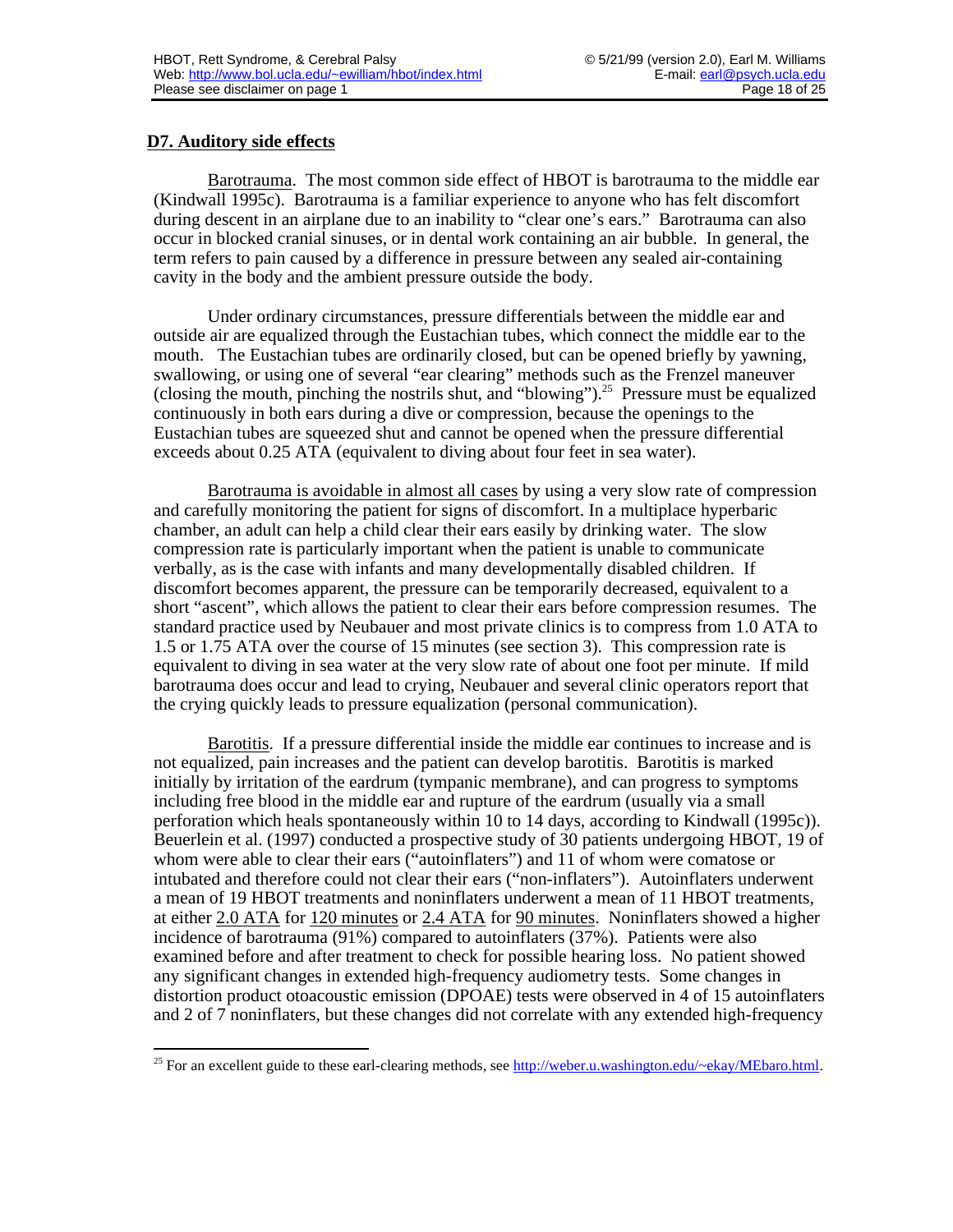## D7. Auditory side effects

Barotrauma. The most common side effect of HBOT is barotrauma to the middle ear (Kindwall 1995c). Barotrauma is a familiar experience to anyone who has felt discomfort during descent in an airplane due to an inability to "clear one's ears." Barotrauma can also occur in blocked cranial sinuses, or in dental work containing an air bubble. In general, the term refers to pain caused by a difference in pressure between any sealed air-containing cavity in the body and the ambient pressure outside the body.

Under ordinary circumstances, pressure differentials between the middle ear and outside air are equalized through the Eustachian tubes, which connect the middle ear to the mouth. The Eustachian tubes are ordinarily closed, but can be opened briefly by yawning, swallowing, or using one of several "ear clearing" methods such as the Frenzel maneuver (closing the mouth, pinching the nostrils shut, and "blowing").[25] Pressure must be equalized continuously in both ears during a dive or compression, because the openings to the Eustachian tubes are squeezed shut and cannot be opened when the pressure differential exceeds about 0.25 ATA (equivalent to diving about four feet in sea water).

Barotrauma is avoidable in almost all cases by using a very slow rate of compression and carefully monitoring the patient for signs of discomfort. In a multiplace hyperbaric chamber, an adult can help a child clear their ears easily by drinking water. The slow compression rate is particularly important when the patient is unable to communicate verbally, as is the case with infants and many developmentally disabled children. If discomfort becomes apparent, the pressure can be temporarily decreased, equivalent to a short "ascent", which allows the patient to clear their ears before compression resumes. The standard practice used by Neubauer and most private clinics is to compress from 1.0 ATA to 1.5 or 1.75 ATA over the course of 15 minutes (see section 3). This compression rate is equivalent to diving in sea water at the very slow rate of about one foot per minute. If mild barotrauma does occur and lead to crying, Neubauer and several clinic operators report that the crying quickly leads to pressure equalization (personal communication).

Barotitis. If a pressure differential inside the middle ear continues to increase and is not equalized, pain increases and the patient can develop barotitis. Barotitis is marked initially by irritation of the eardrum (tympanic membrane), and can progress to symptoms including free blood in the middle ear and rupture of the eardrum (usually via a small perforation which heals spontaneously within 10 to 14 days, according to Kindwall (1995c)). Beuerlein et al. (1997) conducted a prospective study of 30 patients undergoing HBOT, 19 of whom were able to clear their ears ("autoinflaters") and 11 of whom were comatose or intubated and therefore could not clear their ears ("non-inflaters"). Autoinflaters underwent a mean of 19 HBOT treatments and noninflaters underwent a mean of 11 HBOT treatments, at either 2.0 ATA for 120 minutes or 2.4 ATA for 90 minutes. Noninflaters showed a higher incidence of barotrauma (91%) compared to autoinflaters (37%). Patients were also examined before and after treatment to check for possible hearing loss. No patient showed any significant changes in extended high-frequency audiometry tests. Some changes in distortion product otoacoustic emission (DPOAE) tests were observed in 4 of 15 autoinflaters and 2 of 7 noninflaters, but these changes did not correlate with any extended high-frequency

[25] For an excellent guide to these earl-clearing methods, see http://weber.u.washington.edu/~ekay/MEbaro.html.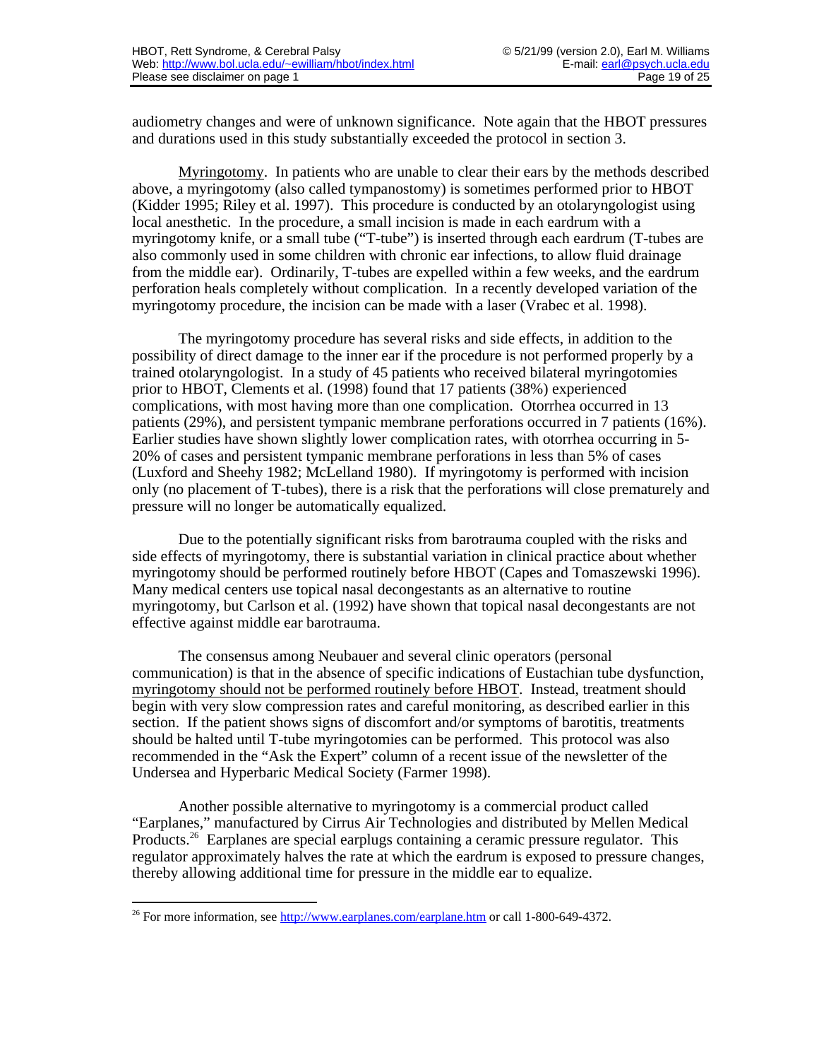audiometry changes and were of unknown significance. Note again that the HBOT pressures and durations used in this study substantially exceeded the protocol in section 3.

Myringotomy. In patients who are unable to clear their ears by the methods described above, a myringotomy (also called tympanostomy) is sometimes performed prior to HBOT (Kidder 1995; Riley et al. 1997). This procedure is conducted by an otolaryngologist using local anesthetic. In the procedure, a small incision is made in each eardrum with a myringotomy knife, or a small tube ("T-tube") is inserted through each eardrum (T-tubes are also commonly used in some children with chronic ear infections, to allow fluid drainage from the middle ear). Ordinarily, T-tubes are expelled within a few weeks, and the eardrum perforation heals completely without complication. In a recently developed variation of the myringotomy procedure, the incision can be made with a laser (Vrabec et al. 1998).

The myringotomy procedure has several risks and side effects, in addition to the possibility of direct damage to the inner ear if the procedure is not performed properly by a trained otolaryngologist. In a study of 45 patients who received bilateral myringotomies prior to HBOT, Clements et al. (1998) found that 17 patients (38%) experienced complications, with most having more than one complication. Otorrhea occurred in 13 patients (29%), and persistent tympanic membrane perforations occurred in 7 patients (16%). Earlier studies have shown slightly lower complication rates, with otorrhea occurring in 5-20% of cases and persistent tympanic membrane perforations in less than 5% of cases (Luxford and Sheehy 1982; McLelland 1980). If myringotomy is performed with incision only (no placement of T-tubes), there is a risk that the perforations will close prematurely and pressure will no longer be automatically equalized.

Due to the potentially significant risks from barotrauma coupled with the risks and side effects of myringotomy, there is substantial variation in clinical practice about whether myringotomy should be performed routinely before HBOT (Capes and Tomaszewski 1996). Many medical centers use topical nasal decongestants as an alternative to routine myringotomy, but Carlson et al. (1992) have shown that topical nasal decongestants are not effective against middle ear barotrauma.

The consensus among Neubauer and several clinic operators (personal communication) is that in the absence of specific indications of Eustachian tube dysfunction, myringotomy should not be performed routinely before HBOT. Instead, treatment should begin with very slow compression rates and careful monitoring, as described earlier in this section. If the patient shows signs of discomfort and/or symptoms of barotitis, treatments should be halted until T-tube myringotomies can be performed. This protocol was also recommended in the "Ask the Expert" column of a recent issue of the newsletter of the Undersea and Hyperbaric Medical Society (Farmer 1998).

Another possible alternative to myringotomy is a commercial product called "Earplanes," manufactured by Cirrus Air Technologies and distributed by Mellen Medical Products.[26] Earplanes are special earplugs containing a ceramic pressure regulator. This regulator approximately halves the rate at which the eardrum is exposed to pressure changes, thereby allowing additional time for pressure in the middle ear to equalize.

---

[26] For more information, see http://www.earplanes.com/earplane.htm or call 1-800-649-4372.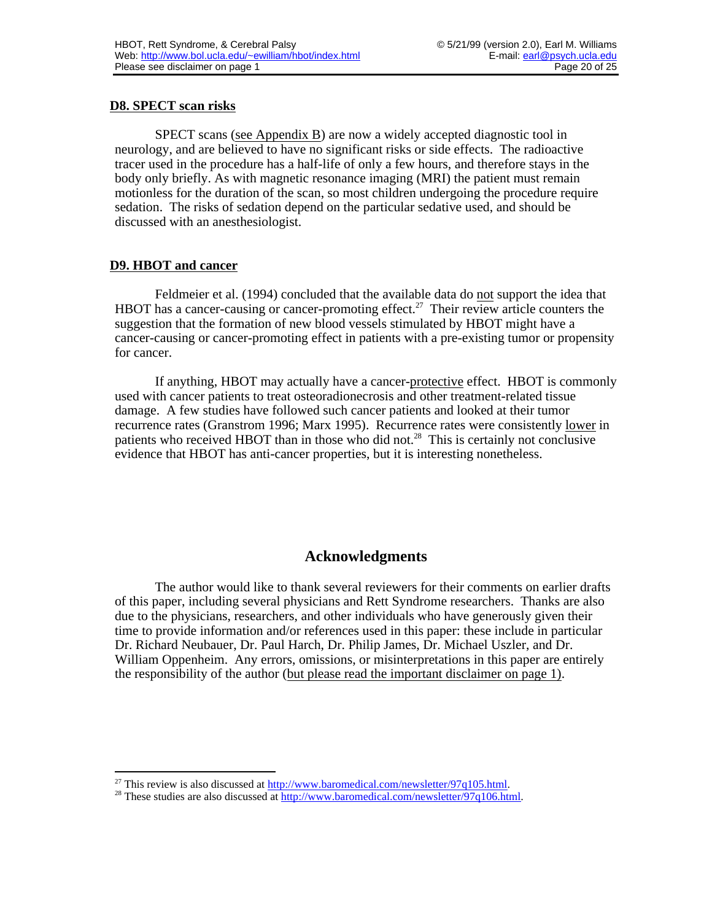### D8. SPECT scan risks

SPECT scans (see Appendix B) are now a widely accepted diagnostic tool in neurology, and are believed to have no significant risks or side effects. The radioactive tracer used in the procedure has a half-life of only a few hours, and therefore stays in the body only briefly. As with magnetic resonance imaging (MRI) the patient must remain motionless for the duration of the scan, so most children undergoing the procedure require sedation. The risks of sedation depend on the particular sedative used, and should be discussed with an anesthesiologist.

### D9. HBOT and cancer

Feldmeier et al. (1994) concluded that the available data do not support the idea that HBOT has a cancer-causing or cancer-promoting effect.[27] Their review article counters the suggestion that the formation of new blood vessels stimulated by HBOT might have a cancer-causing or cancer-promoting effect in patients with a pre-existing tumor or propensity for cancer.

If anything, HBOT may actually have a cancer-protective effect. HBOT is commonly used with cancer patients to treat osteoradionecrosis and other treatment-related tissue damage. A few studies have followed such cancer patients and looked at their tumor recurrence rates (Granstrom 1996; Marx 1995). Recurrence rates were consistently lower in patients who received HBOT than in those who did not.[28] This is certainly not conclusive evidence that HBOT has anti-cancer properties, but it is interesting nonetheless.

## Acknowledgments

The author would like to thank several reviewers for their comments on earlier drafts of this paper, including several physicians and Rett Syndrome researchers. Thanks are also due to the physicians, researchers, and other individuals who have generously given their time to provide information and/or references used in this paper: these include in particular Dr. Richard Neubauer, Dr. Paul Harch, Dr. Philip James, Dr. Michael Uszler, and Dr. William Oppenheim. Any errors, omissions, or misinterpretations in this paper are entirely the responsibility of the author (but please read the important disclaimer on page 1).

---

[27] This review is also discussed at http://www.baromedical.com/newsletter/97q105.html.

[28] These studies are also discussed at http://www.baromedical.com/newsletter/97q106.html.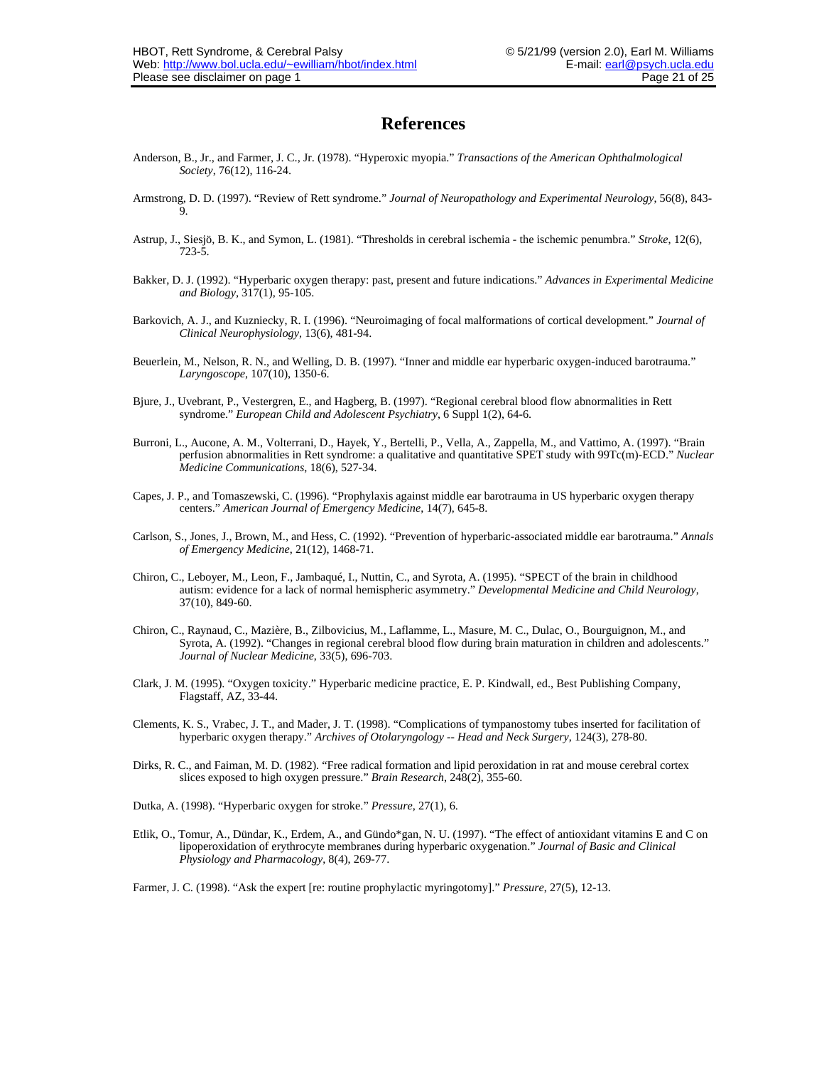# References

Anderson, B., Jr., and Farmer, J. C., Jr. (1978). "Hyperoxic myopia." *Transactions of the American Ophthalmological Society*, 76(12), 116-24.

Armstrong, D. D. (1997). "Review of Rett syndrome." *Journal of Neuropathology and Experimental Neurology*, 56(8), 843-9.

Astrup, J., Siesjö, B. K., and Symon, L. (1981). "Thresholds in cerebral ischemia - the ischemic penumbra." *Stroke*, 12(6), 723-5.

Bakker, D. J. (1992). "Hyperbaric oxygen therapy: past, present and future indications." *Advances in Experimental Medicine and Biology*, 317(1), 95-105.

Barkovich, A. J., and Kuzniecky, R. I. (1996). "Neuroimaging of focal malformations of cortical development." *Journal of Clinical Neurophysiology*, 13(6), 481-94.

Beuerlein, M., Nelson, R. N., and Welling, D. B. (1997). "Inner and middle ear hyperbaric oxygen-induced barotrauma." *Laryngoscope*, 107(10), 1350-6.

Bjure, J., Uvebrant, P., Vestergren, E., and Hagberg, B. (1997). "Regional cerebral blood flow abnormalities in Rett syndrome." *European Child and Adolescent Psychiatry*, 6 Suppl 1(2), 64-6.

Burroni, L., Aucone, A. M., Volterrani, D., Hayek, Y., Bertelli, P., Vella, A., Zappella, M., and Vattimo, A. (1997). "Brain perfusion abnormalities in Rett syndrome: a qualitative and quantitative SPET study with 99Tc(m)-ECD." *Nuclear Medicine Communications*, 18(6), 527-34.

Capes, J. P., and Tomaszewski, C. (1996). "Prophylaxis against middle ear barotrauma in US hyperbaric oxygen therapy centers." *American Journal of Emergency Medicine*, 14(7), 645-8.

Carlson, S., Jones, J., Brown, M., and Hess, C. (1992). "Prevention of hyperbaric-associated middle ear barotrauma." *Annals of Emergency Medicine*, 21(12), 1468-71.

Chiron, C., Leboyer, M., Leon, F., Jambaqué, I., Nuttin, C., and Syrota, A. (1995). "SPECT of the brain in childhood autism: evidence for a lack of normal hemispheric asymmetry." *Developmental Medicine and Child Neurology*, 37(10), 849-60.

Chiron, C., Raynaud, C., Mazière, B., Zilbovicius, M., Laflamme, L., Masure, M. C., Dulac, O., Bourguignon, M., and Syrota, A. (1992). "Changes in regional cerebral blood flow during brain maturation in children and adolescents." *Journal of Nuclear Medicine*, 33(5), 696-703.

Clark, J. M. (1995). "Oxygen toxicity." Hyperbaric medicine practice, E. P. Kindwall, ed., Best Publishing Company, Flagstaff, AZ, 33-44.

Clements, K. S., Vrabec, J. T., and Mader, J. T. (1998). "Complications of tympanostomy tubes inserted for facilitation of hyperbaric oxygen therapy." *Archives of Otolaryngology -- Head and Neck Surgery*, 124(3), 278-80.

Dirks, R. C., and Faiman, M. D. (1982). "Free radical formation and lipid peroxidation in rat and mouse cerebral cortex slices exposed to high oxygen pressure." *Brain Research*, 248(2), 355-60.

Dutka, A. (1998). "Hyperbaric oxygen for stroke." *Pressure*, 27(1), 6.

Etlik, O., Tomur, A., Dündar, K., Erdem, A., and Gündo*gan, N. U. (1997). "The effect of antioxidant vitamins E and C on lipoperoxidation of erythrocyte membranes during hyperbaric oxygenation." *Journal of Basic and Clinical Physiology and Pharmacology*, 8(4), 269-77.

Farmer, J. C. (1998). "Ask the expert [re: routine prophylactic myringotomy]." *Pressure*, 27(5), 12-13.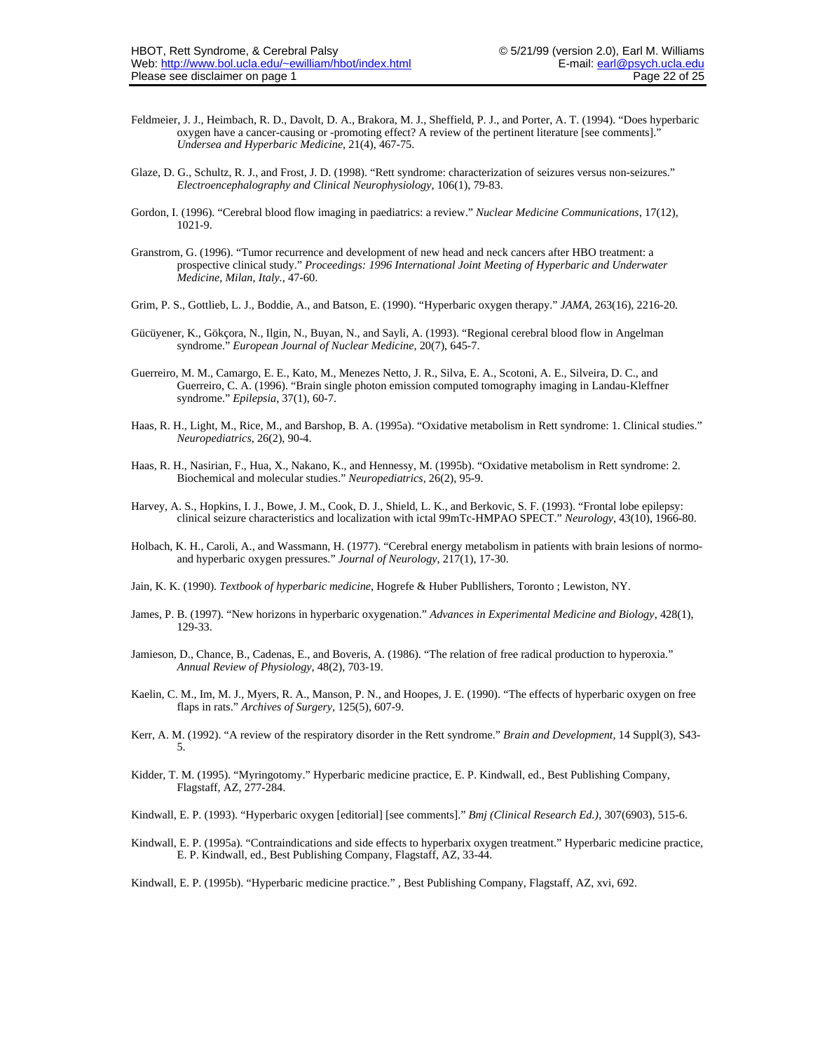Feldmeier, J. J., Heimbach, R. D., Davolt, D. A., Brakora, M. J., Sheffield, P. J., and Porter, A. T. (1994). "Does hyperbaric oxygen have a cancer-causing or -promoting effect? A review of the pertinent literature [see comments]." *Undersea and Hyperbaric Medicine*, 21(4), 467-75.

Glaze, D. G., Schultz, R. J., and Frost, J. D. (1998). "Rett syndrome: characterization of seizures versus non-seizures." *Electroencephalography and Clinical Neurophysiology*, 106(1), 79-83.

Gordon, I. (1996). "Cerebral blood flow imaging in paediatrics: a review." *Nuclear Medicine Communications*, 17(12), 1021-9.

Granstrom, G. (1996). "Tumor recurrence and development of new head and neck cancers after HBO treatment: a prospective clinical study." *Proceedings: 1996 International Joint Meeting of Hyperbaric and Underwater Medicine, Milan, Italy.*, 47-60.

Grim, P. S., Gottlieb, L. J., Boddie, A., and Batson, E. (1990). "Hyperbaric oxygen therapy." *JAMA*, 263(16), 2216-20.

Gücüyener, K., Gökçora, N., Ilgin, N., Buyan, N., and Sayli, A. (1993). "Regional cerebral blood flow in Angelman syndrome." *European Journal of Nuclear Medicine*, 20(7), 645-7.

Guerreiro, M. M., Camargo, E. E., Kato, M., Menezes Netto, J. R., Silva, E. A., Scotoni, A. E., Silveira, D. C., and Guerreiro, C. A. (1996). "Brain single photon emission computed tomography imaging in Landau-Kleffner syndrome." *Epilepsia*, 37(1), 60-7.

Haas, R. H., Light, M., Rice, M., and Barshop, B. A. (1995a). "Oxidative metabolism in Rett syndrome: 1. Clinical studies." *Neuropediatrics*, 26(2), 90-4.

Haas, R. H., Nasirian, F., Hua, X., Nakano, K., and Hennessy, M. (1995b). "Oxidative metabolism in Rett syndrome: 2. Biochemical and molecular studies." *Neuropediatrics*, 26(2), 95-9.

Harvey, A. S., Hopkins, I. J., Bowe, J. M., Cook, D. J., Shield, L. K., and Berkovic, S. F. (1993). "Frontal lobe epilepsy: clinical seizure characteristics and localization with ictal 99mTc-HMPAO SPECT." *Neurology*, 43(10), 1966-80.

Holbach, K. H., Caroli, A., and Wassmann, H. (1977). "Cerebral energy metabolism in patients with brain lesions of normo- and hyperbaric oxygen pressures." *Journal of Neurology*, 217(1), 17-30.

Jain, K. K. (1990). *Textbook of hyperbaric medicine*, Hogrefe & Huber Publlishers, Toronto ; Lewiston, NY.

James, P. B. (1997). "New horizons in hyperbaric oxygenation." *Advances in Experimental Medicine and Biology*, 428(1), 129-33.

Jamieson, D., Chance, B., Cadenas, E., and Boveris, A. (1986). "The relation of free radical production to hyperoxia." *Annual Review of Physiology*, 48(2), 703-19.

Kaelin, C. M., Im, M. J., Myers, R. A., Manson, P. N., and Hoopes, J. E. (1990). "The effects of hyperbaric oxygen on free flaps in rats." *Archives of Surgery*, 125(5), 607-9.

Kerr, A. M. (1992). "A review of the respiratory disorder in the Rett syndrome." *Brain and Development*, 14 Suppl(3), S43-5.

Kidder, T. M. (1995). "Myringotomy." Hyperbaric medicine practice, E. P. Kindwall, ed., Best Publishing Company, Flagstaff, AZ, 277-284.

Kindwall, E. P. (1993). "Hyperbaric oxygen [editorial] [see comments]." *Bmj (Clinical Research Ed.)*, 307(6903), 515-6.

Kindwall, E. P. (1995a). "Contraindications and side effects to hyperbarix oxygen treatment." Hyperbaric medicine practice, E. P. Kindwall, ed., Best Publishing Company, Flagstaff, AZ, 33-44.

Kindwall, E. P. (1995b). "Hyperbaric medicine practice." , Best Publishing Company, Flagstaff, AZ, xvi, 692.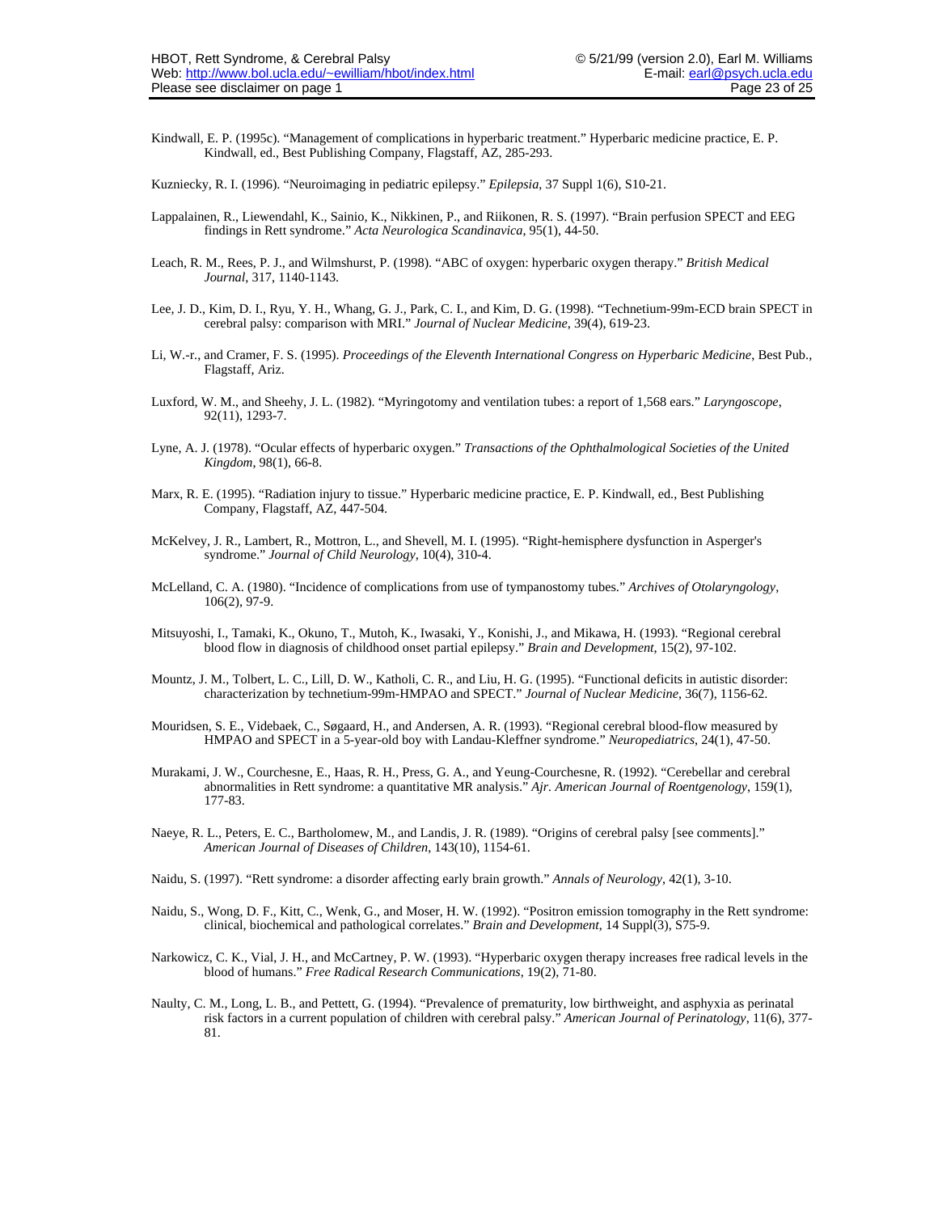Kindwall, E. P. (1995c). "Management of complications in hyperbaric treatment." Hyperbaric medicine practice, E. P. Kindwall, ed., Best Publishing Company, Flagstaff, AZ, 285-293.

Kuzniecky, R. I. (1996). "Neuroimaging in pediatric epilepsy." *Epilepsia*, 37 Suppl 1(6), S10-21.

Lappalainen, R., Liewendahl, K., Sainio, K., Nikkinen, P., and Riikonen, R. S. (1997). "Brain perfusion SPECT and EEG findings in Rett syndrome." *Acta Neurologica Scandinavica*, 95(1), 44-50.

Leach, R. M., Rees, P. J., and Wilmshurst, P. (1998). "ABC of oxygen: hyperbaric oxygen therapy." *British Medical Journal*, 317, 1140-1143.

Lee, J. D., Kim, D. I., Ryu, Y. H., Whang, G. J., Park, C. I., and Kim, D. G. (1998). "Technetium-99m-ECD brain SPECT in cerebral palsy: comparison with MRI." *Journal of Nuclear Medicine*, 39(4), 619-23.

Li, W.-r., and Cramer, F. S. (1995). *Proceedings of the Eleventh International Congress on Hyperbaric Medicine*, Best Pub., Flagstaff, Ariz.

Luxford, W. M., and Sheehy, J. L. (1982). "Myringotomy and ventilation tubes: a report of 1,568 ears." *Laryngoscope*, 92(11), 1293-7.

Lyne, A. J. (1978). "Ocular effects of hyperbaric oxygen." *Transactions of the Ophthalmological Societies of the United Kingdom*, 98(1), 66-8.

Marx, R. E. (1995). "Radiation injury to tissue." Hyperbaric medicine practice, E. P. Kindwall, ed., Best Publishing Company, Flagstaff, AZ, 447-504.

McKelvey, J. R., Lambert, R., Mottron, L., and Shevell, M. I. (1995). "Right-hemisphere dysfunction in Asperger's syndrome." *Journal of Child Neurology*, 10(4), 310-4.

McLelland, C. A. (1980). "Incidence of complications from use of tympanostomy tubes." *Archives of Otolaryngology*, 106(2), 97-9.

Mitsuyoshi, I., Tamaki, K., Okuno, T., Mutoh, K., Iwasaki, Y., Konishi, J., and Mikawa, H. (1993). "Regional cerebral blood flow in diagnosis of childhood onset partial epilepsy." *Brain and Development*, 15(2), 97-102.

Mountz, J. M., Tolbert, L. C., Lill, D. W., Katholi, C. R., and Liu, H. G. (1995). "Functional deficits in autistic disorder: characterization by technetium-99m-HMPAO and SPECT." *Journal of Nuclear Medicine*, 36(7), 1156-62.

Mouridsen, S. E., Videbaek, C., Søgaard, H., and Andersen, A. R. (1993). "Regional cerebral blood-flow measured by HMPAO and SPECT in a 5-year-old boy with Landau-Kleffner syndrome." *Neuropediatrics*, 24(1), 47-50.

Murakami, J. W., Courchesne, E., Haas, R. H., Press, G. A., and Yeung-Courchesne, R. (1992). "Cerebellar and cerebral abnormalities in Rett syndrome: a quantitative MR analysis." *Ajr. American Journal of Roentgenology*, 159(1), 177-83.

Naeye, R. L., Peters, E. C., Bartholomew, M., and Landis, J. R. (1989). "Origins of cerebral palsy [see comments]." *American Journal of Diseases of Children*, 143(10), 1154-61.

Naidu, S. (1997). "Rett syndrome: a disorder affecting early brain growth." *Annals of Neurology*, 42(1), 3-10.

Naidu, S., Wong, D. F., Kitt, C., Wenk, G., and Moser, H. W. (1992). "Positron emission tomography in the Rett syndrome: clinical, biochemical and pathological correlates." *Brain and Development*, 14 Suppl(3), S75-9.

Narkowicz, C. K., Vial, J. H., and McCartney, P. W. (1993). "Hyperbaric oxygen therapy increases free radical levels in the blood of humans." *Free Radical Research Communications*, 19(2), 71-80.

Naulty, C. M., Long, L. B., and Pettett, G. (1994). "Prevalence of prematurity, low birthweight, and asphyxia as perinatal risk factors in a current population of children with cerebral palsy." *American Journal of Perinatology*, 11(6), 377-81.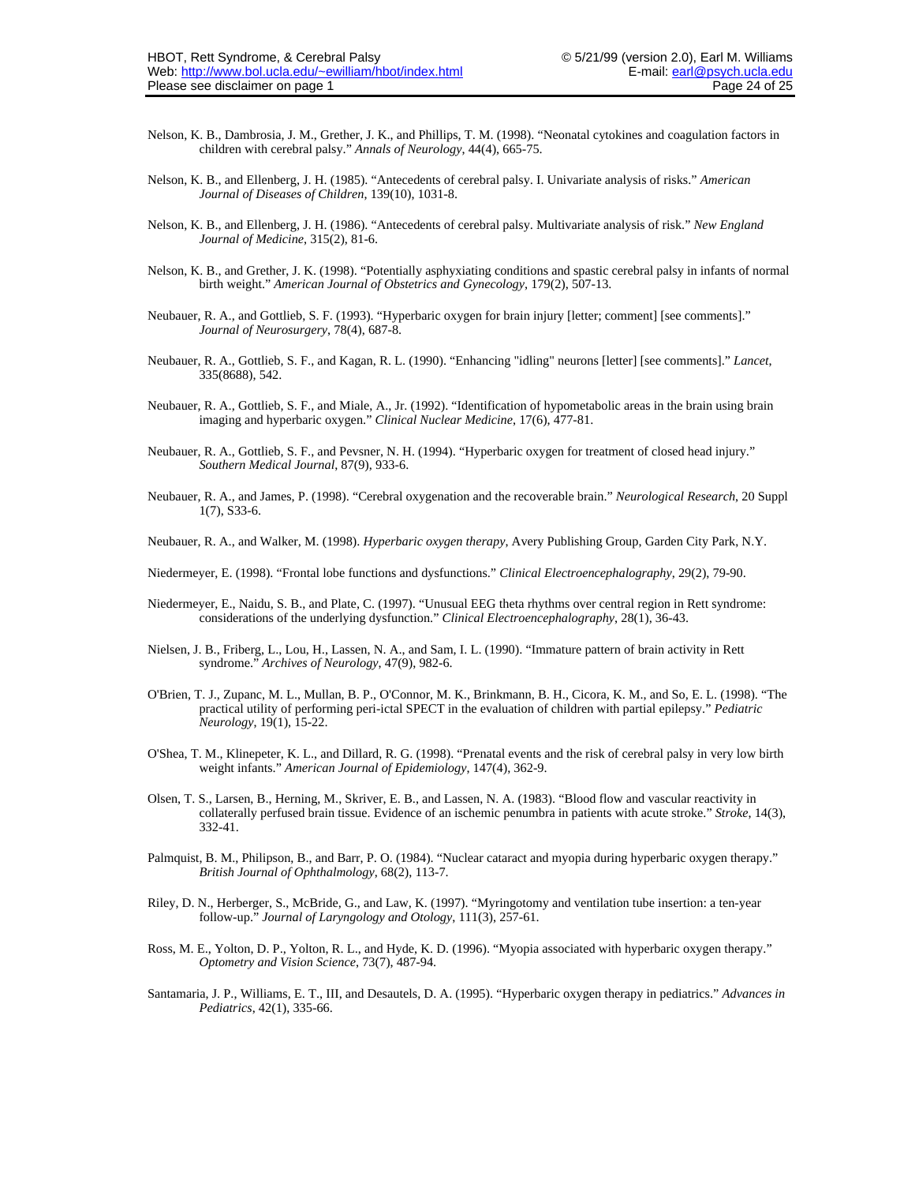Nelson, K. B., Dambrosia, J. M., Grether, J. K., and Phillips, T. M. (1998). “Neonatal cytokines and coagulation factors in children with cerebral palsy.” *Annals of Neurology*, 44(4), 665-75.

Nelson, K. B., and Ellenberg, J. H. (1985). “Antecedents of cerebral palsy. I. Univariate analysis of risks.” *American Journal of Diseases of Children*, 139(10), 1031-8.

Nelson, K. B., and Ellenberg, J. H. (1986). “Antecedents of cerebral palsy. Multivariate analysis of risk.” *New England Journal of Medicine*, 315(2), 81-6.

Nelson, K. B., and Grether, J. K. (1998). “Potentially asphyxiating conditions and spastic cerebral palsy in infants of normal birth weight.” *American Journal of Obstetrics and Gynecology*, 179(2), 507-13.

Neubauer, R. A., and Gottlieb, S. F. (1993). “Hyperbaric oxygen for brain injury [letter; comment] [see comments].” *Journal of Neurosurgery*, 78(4), 687-8.

Neubauer, R. A., Gottlieb, S. F., and Kagan, R. L. (1990). “Enhancing "idling" neurons [letter] [see comments].” *Lancet*, 335(8688), 542.

Neubauer, R. A., Gottlieb, S. F., and Miale, A., Jr. (1992). “Identification of hypometabolic areas in the brain using brain imaging and hyperbaric oxygen.” *Clinical Nuclear Medicine*, 17(6), 477-81.

Neubauer, R. A., Gottlieb, S. F., and Pevsner, N. H. (1994). “Hyperbaric oxygen for treatment of closed head injury.” *Southern Medical Journal*, 87(9), 933-6.

Neubauer, R. A., and James, P. (1998). “Cerebral oxygenation and the recoverable brain.” *Neurological Research*, 20 Suppl 1(7), S33-6.

Neubauer, R. A., and Walker, M. (1998). *Hyperbaric oxygen therapy*, Avery Publishing Group, Garden City Park, N.Y.

Niedermeyer, E. (1998). “Frontal lobe functions and dysfunctions.” *Clinical Electroencephalography*, 29(2), 79-90.

Niedermeyer, E., Naidu, S. B., and Plate, C. (1997). “Unusual EEG theta rhythms over central region in Rett syndrome: considerations of the underlying dysfunction.” *Clinical Electroencephalography*, 28(1), 36-43.

Nielsen, J. B., Friberg, L., Lou, H., Lassen, N. A., and Sam, I. L. (1990). “Immature pattern of brain activity in Rett syndrome.” *Archives of Neurology*, 47(9), 982-6.

O'Brien, T. J., Zupanc, M. L., Mullan, B. P., O'Connor, M. K., Brinkmann, B. H., Cicora, K. M., and So, E. L. (1998). “The practical utility of performing peri-ictal SPECT in the evaluation of children with partial epilepsy.” *Pediatric Neurology*, 19(1), 15-22.

O'Shea, T. M., Klinepeter, K. L., and Dillard, R. G. (1998). “Prenatal events and the risk of cerebral palsy in very low birth weight infants.” *American Journal of Epidemiology*, 147(4), 362-9.

Olsen, T. S., Larsen, B., Herning, M., Skriver, E. B., and Lassen, N. A. (1983). “Blood flow and vascular reactivity in collaterally perfused brain tissue. Evidence of an ischemic penumbra in patients with acute stroke.” *Stroke*, 14(3), 332-41.

Palmquist, B. M., Philipson, B., and Barr, P. O. (1984). “Nuclear cataract and myopia during hyperbaric oxygen therapy.” *British Journal of Ophthalmology*, 68(2), 113-7.

Riley, D. N., Herberger, S., McBride, G., and Law, K. (1997). “Myringotomy and ventilation tube insertion: a ten-year follow-up.” *Journal of Laryngology and Otology*, 111(3), 257-61.

Ross, M. E., Yolton, D. P., Yolton, R. L., and Hyde, K. D. (1996). “Myopia associated with hyperbaric oxygen therapy.” *Optometry and Vision Science*, 73(7), 487-94.

Santamaria, J. P., Williams, E. T., III, and Desautels, D. A. (1995). “Hyperbaric oxygen therapy in pediatrics.” *Advances in Pediatrics*, 42(1), 335-66.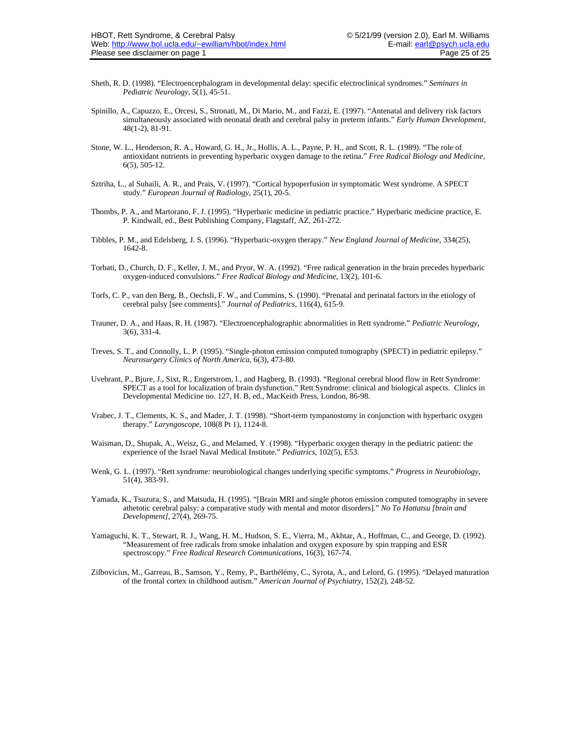Sheth, R. D. (1998). "Electroencephalogram in developmental delay: specific electroclinical syndromes." *Seminars in Pediatric Neurology*, 5(1), 45-51.

Spinillo, A., Capuzzo, E., Orcesi, S., Stronati, M., Di Mario, M., and Fazzi, E. (1997). "Antenatal and delivery risk factors simultaneously associated with neonatal death and cerebral palsy in preterm infants." *Early Human Development*, 48(1-2), 81-91.

Stone, W. L., Henderson, R. A., Howard, G. H., Jr., Hollis, A. L., Payne, P. H., and Scott, R. L. (1989). "The role of antioxidant nutrients in preventing hyperbaric oxygen damage to the retina." *Free Radical Biology and Medicine*, 6(5), 505-12.

Sztriha, L., al Suhaili, A. R., and Prais, V. (1997). "Cortical hypoperfusion in symptomatic West syndrome. A SPECT study." *European Journal of Radiology*, 25(1), 20-5.

Thombs, P. A., and Martorano, F. J. (1995). "Hyperbaric medicine in pediatric practice." Hyperbaric medicine practice, E. P. Kindwall, ed., Best Publishing Company, Flagstaff, AZ, 261-272.

Tibbles, P. M., and Edelsberg, J. S. (1996). "Hyperbaric-oxygen therapy." *New England Journal of Medicine*, 334(25), 1642-8.

Torbati, D., Church, D. F., Keller, J. M., and Pryor, W. A. (1992). "Free radical generation in the brain precedes hyperbaric oxygen-induced convulsions." *Free Radical Biology and Medicine*, 13(2), 101-6.

Torfs, C. P., van den Berg, B., Oechsli, F. W., and Cummins, S. (1990). "Prenatal and perinatal factors in the etiology of cerebral palsy [see comments]." *Journal of Pediatrics*, 116(4), 615-9.

Trauner, D. A., and Haas, R. H. (1987). "Electroencephalographic abnormalities in Rett syndrome." *Pediatric Neurology*, 3(6), 331-4.

Treves, S. T., and Connolly, L. P. (1995). "Single-photon emission computed tomography (SPECT) in pediatric epilepsy." *Neurosurgery Clinics of North America*, 6(3), 473-80.

Uvebrant, P., Bjure, J., Sixt, R., Engerstrom, I., and Hagberg, B. (1993). "Regional cerebral blood flow in Rett Syndrome: SPECT as a tool for localization of brain dysfunction." Rett Syndrome: clinical and biological aspects. Clinics in Developmental Medicine no. 127, H. B, ed., MacKeith Press, London, 86-98.

Vrabec, J. T., Clements, K. S., and Mader, J. T. (1998). "Short-term tympanostomy in conjunction with hyperbaric oxygen therapy." *Laryngoscope*, 108(8 Pt 1), 1124-8.

Waisman, D., Shupak, A., Weisz, G., and Melamed, Y. (1998). "Hyperbaric oxygen therapy in the pediatric patient: the experience of the Israel Naval Medical Institute." *Pediatrics*, 102(5), E53.

Wenk, G. L. (1997). "Rett syndrome: neurobiological changes underlying specific symptoms." *Progress in Neurobiology*, 51(4), 383-91.

Yamada, K., Tsuzura, S., and Matsuda, H. (1995). "[Brain MRI and single photon emission computed tomography in severe athetotic cerebral palsy: a comparative study with mental and motor disorders]." *No To Hattatsu [brain and Development]*, 27(4), 269-75.

Yamaguchi, K. T., Stewart, R. J., Wang, H. M., Hudson, S. E., Vierra, M., Akhtar, A., Hoffman, C., and George, D. (1992). "Measurement of free radicals from smoke inhalation and oxygen exposure by spin trapping and ESR spectroscopy." *Free Radical Research Communications*, 16(3), 167-74.

Zilbovicius, M., Garreau, B., Samson, Y., Remy, P., Barthélémy, C., Syrota, A., and Lelord, G. (1995). "Delayed maturation of the frontal cortex in childhood autism." *American Journal of Psychiatry*, 152(2), 248-52.